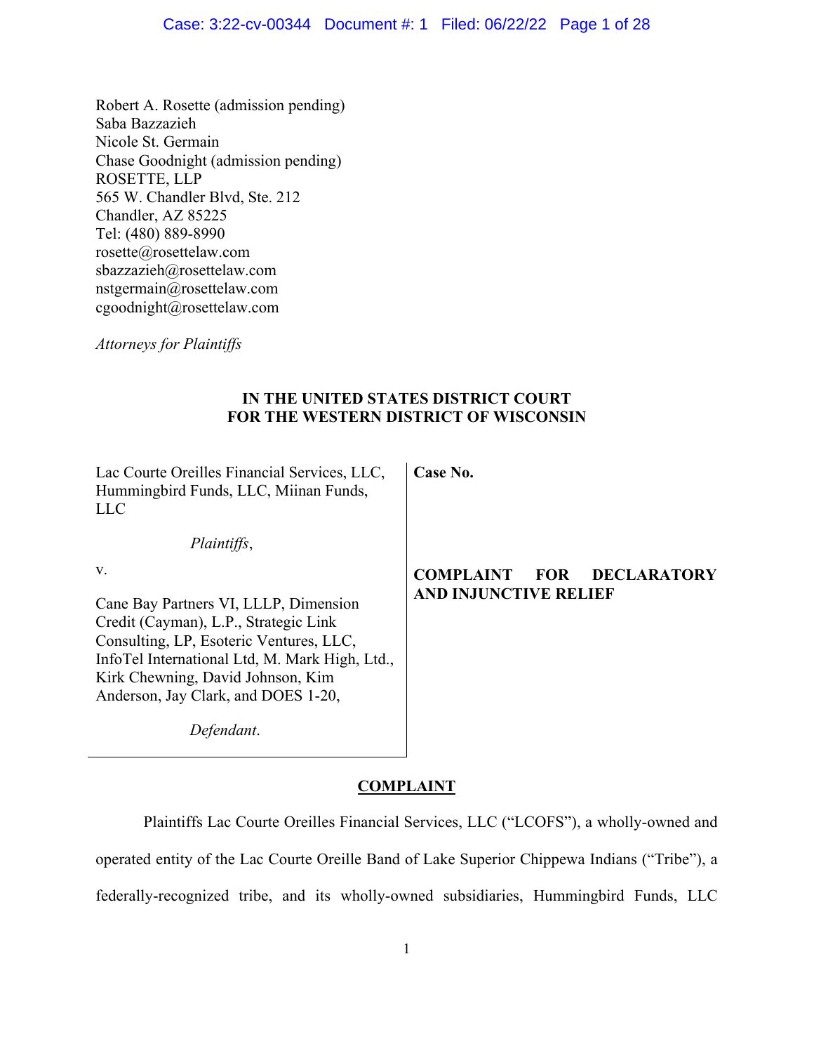Robert A. Rosette (admission pending)
Saba Bazzazieh
Nicole St. Germain
Chase Goodnight (admission pending)
ROSETTE, LLP
565 W. Chandler Blvd, Ste. 212
Chandler, AZ 85225
Tel: (480) 889-8990
rosette@rosettelaw.com
sbazzazieh@rosettelaw.com
nstgermain@rosettelaw.com
cgoodnight@rosettelaw.com

*Attorneys for Plaintiffs*

**IN THE UNITED STATES DISTRICT COURT**
**FOR THE WESTERN DISTRICT OF WISCONSIN**

| | |
|---|---|
| Lac Courte Oreilles Financial Services, LLC, Hummingbird Funds, LLC, Miinan Funds, LLC<br><br>*Plaintiffs*,<br><br>v.<br><br>Cane Bay Partners VI, LLLP, Dimension Credit (Cayman), L.P., Strategic Link Consulting, LP, Esoteric Ventures, LLC, InfoTel International Ltd, M. Mark High, Ltd., Kirk Chewning, David Johnson, Kim Anderson, Jay Clark, and DOES 1-20,<br><br>*Defendant*. | **Case No.**<br><br>**COMPLAINT FOR DECLARATORY AND INJUNCTIVE RELIEF** |

## COMPLAINT

Plaintiffs Lac Courte Oreilles Financial Services, LLC ("LCOFS"), a wholly-owned and operated entity of the Lac Courte Oreille Band of Lake Superior Chippewa Indians ("Tribe"), a federally-recognized tribe, and its wholly-owned subsidiaries, Hummingbird Funds, LLC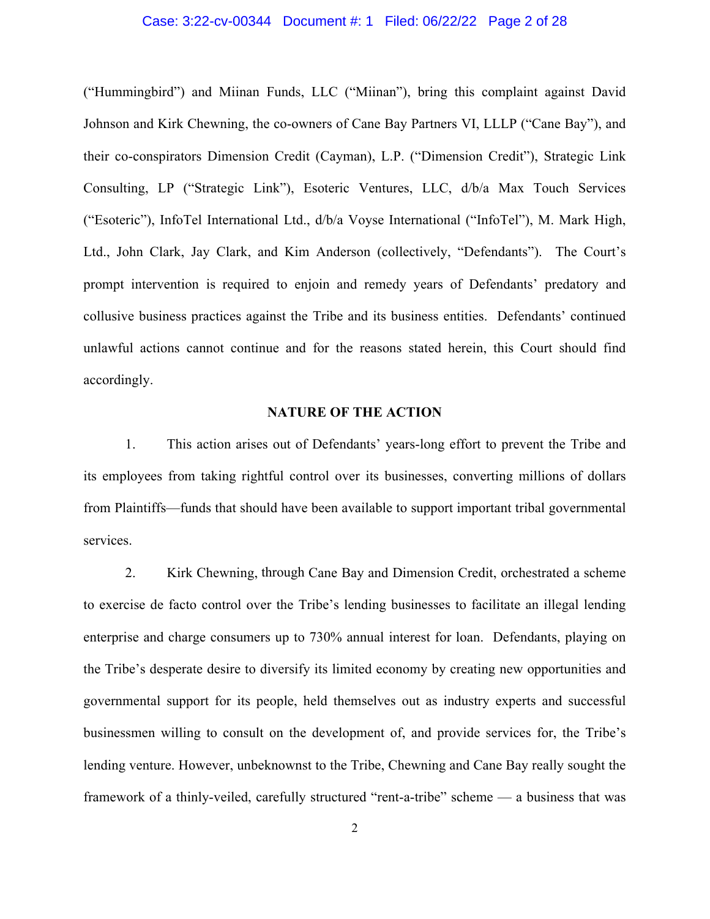("Hummingbird") and Miinan Funds, LLC ("Miinan"), bring this complaint against David Johnson and Kirk Chewning, the co-owners of Cane Bay Partners VI, LLLP ("Cane Bay"), and their co-conspirators Dimension Credit (Cayman), L.P. ("Dimension Credit"), Strategic Link Consulting, LP ("Strategic Link"), Esoteric Ventures, LLC, d/b/a Max Touch Services ("Esoteric"), InfoTel International Ltd., d/b/a Voyse International ("InfoTel"), M. Mark High, Ltd., John Clark, Jay Clark, and Kim Anderson (collectively, "Defendants"). The Court's prompt intervention is required to enjoin and remedy years of Defendants' predatory and collusive business practices against the Tribe and its business entities. Defendants' continued unlawful actions cannot continue and for the reasons stated herein, this Court should find accordingly.

## NATURE OF THE ACTION

1. This action arises out of Defendants' years-long effort to prevent the Tribe and its employees from taking rightful control over its businesses, converting millions of dollars from Plaintiffs—funds that should have been available to support important tribal governmental services.

2. Kirk Chewning, through Cane Bay and Dimension Credit, orchestrated a scheme to exercise de facto control over the Tribe's lending businesses to facilitate an illegal lending enterprise and charge consumers up to 730% annual interest for loan. Defendants, playing on the Tribe's desperate desire to diversify its limited economy by creating new opportunities and governmental support for its people, held themselves out as industry experts and successful businessmen willing to consult on the development of, and provide services for, the Tribe's lending venture. However, unbeknownst to the Tribe, Chewning and Cane Bay really sought the framework of a thinly-veiled, carefully structured "rent-a-tribe" scheme — a business that was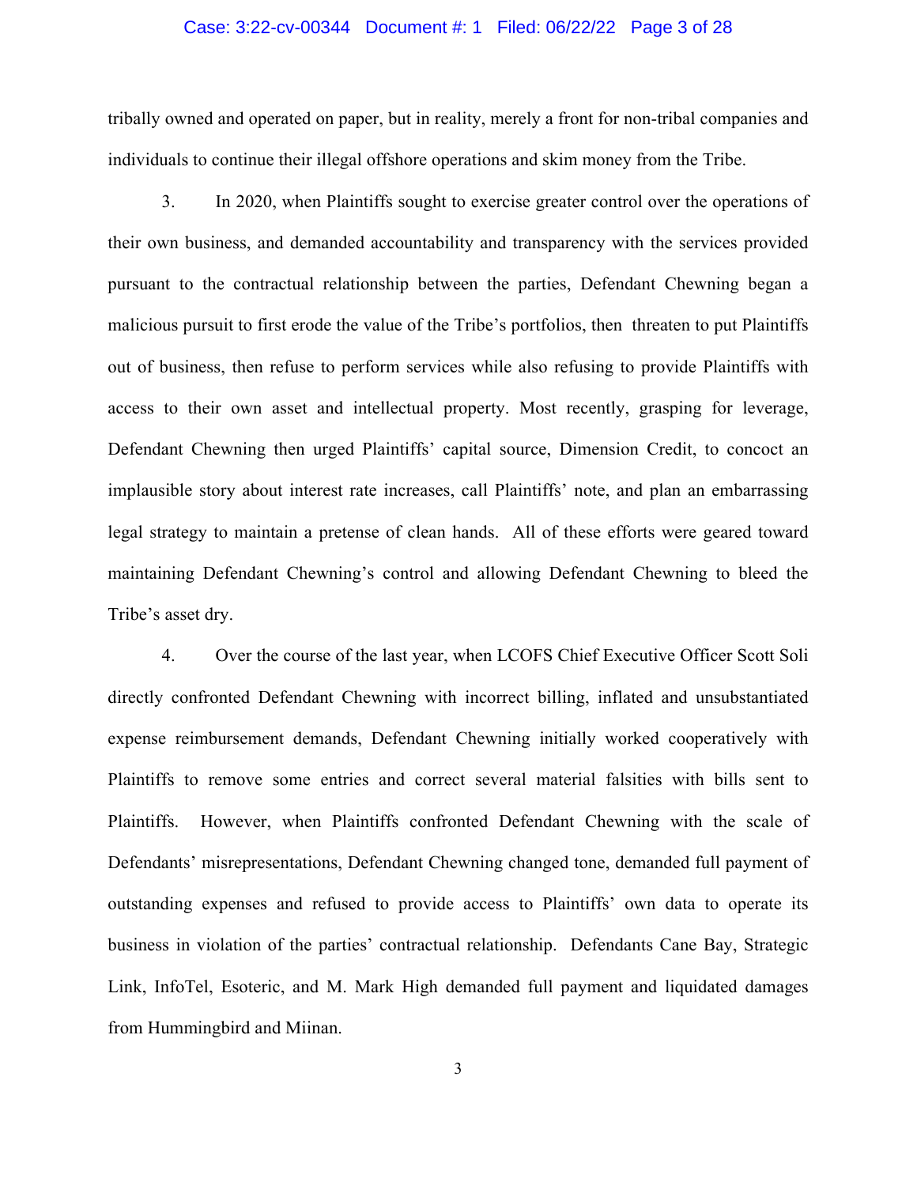tribally owned and operated on paper, but in reality, merely a front for non-tribal companies and individuals to continue their illegal offshore operations and skim money from the Tribe.

3. In 2020, when Plaintiffs sought to exercise greater control over the operations of their own business, and demanded accountability and transparency with the services provided pursuant to the contractual relationship between the parties, Defendant Chewning began a malicious pursuit to first erode the value of the Tribe's portfolios, then threaten to put Plaintiffs out of business, then refuse to perform services while also refusing to provide Plaintiffs with access to their own asset and intellectual property. Most recently, grasping for leverage, Defendant Chewning then urged Plaintiffs' capital source, Dimension Credit, to concoct an implausible story about interest rate increases, call Plaintiffs' note, and plan an embarrassing legal strategy to maintain a pretense of clean hands. All of these efforts were geared toward maintaining Defendant Chewning's control and allowing Defendant Chewning to bleed the Tribe's asset dry.

4. Over the course of the last year, when LCOFS Chief Executive Officer Scott Soli directly confronted Defendant Chewning with incorrect billing, inflated and unsubstantiated expense reimbursement demands, Defendant Chewning initially worked cooperatively with Plaintiffs to remove some entries and correct several material falsities with bills sent to Plaintiffs. However, when Plaintiffs confronted Defendant Chewning with the scale of Defendants' misrepresentations, Defendant Chewning changed tone, demanded full payment of outstanding expenses and refused to provide access to Plaintiffs' own data to operate its business in violation of the parties' contractual relationship. Defendants Cane Bay, Strategic Link, InfoTel, Esoteric, and M. Mark High demanded full payment and liquidated damages from Hummingbird and Miinan.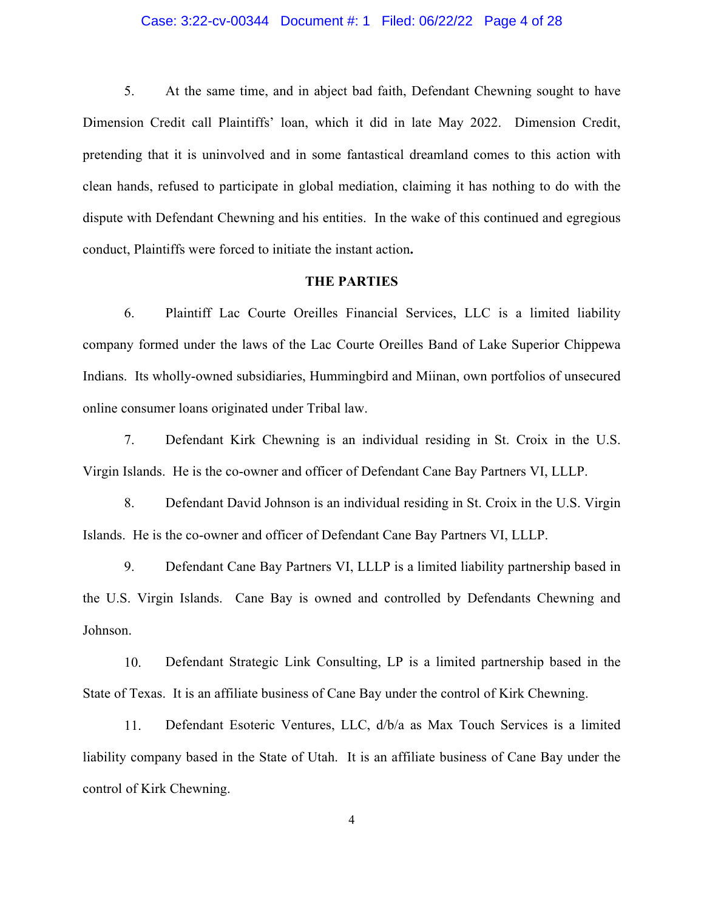5. At the same time, and in abject bad faith, Defendant Chewning sought to have Dimension Credit call Plaintiffs' loan, which it did in late May 2022. Dimension Credit, pretending that it is uninvolved and in some fantastical dreamland comes to this action with clean hands, refused to participate in global mediation, claiming it has nothing to do with the dispute with Defendant Chewning and his entities. In the wake of this continued and egregious conduct, Plaintiffs were forced to initiate the instant action**.**

**THE PARTIES**

6. Plaintiff Lac Courte Oreilles Financial Services, LLC is a limited liability company formed under the laws of the Lac Courte Oreilles Band of Lake Superior Chippewa Indians. Its wholly-owned subsidiaries, Hummingbird and Miinan, own portfolios of unsecured online consumer loans originated under Tribal law.

7. Defendant Kirk Chewning is an individual residing in St. Croix in the U.S. Virgin Islands. He is the co-owner and officer of Defendant Cane Bay Partners VI, LLLP.

8. Defendant David Johnson is an individual residing in St. Croix in the U.S. Virgin Islands. He is the co-owner and officer of Defendant Cane Bay Partners VI, LLLP.

9. Defendant Cane Bay Partners VI, LLLP is a limited liability partnership based in the U.S. Virgin Islands. Cane Bay is owned and controlled by Defendants Chewning and Johnson.

10. Defendant Strategic Link Consulting, LP is a limited partnership based in the State of Texas. It is an affiliate business of Cane Bay under the control of Kirk Chewning.

11. Defendant Esoteric Ventures, LLC, d/b/a as Max Touch Services is a limited liability company based in the State of Utah. It is an affiliate business of Cane Bay under the control of Kirk Chewning.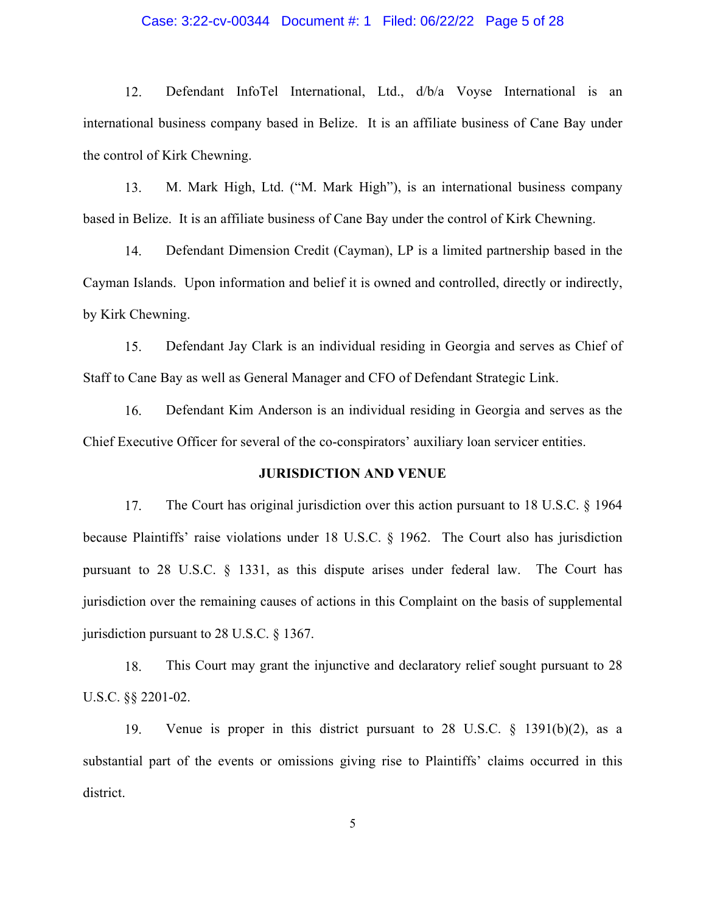12. Defendant InfoTel International, Ltd., d/b/a Voyse International is an international business company based in Belize. It is an affiliate business of Cane Bay under the control of Kirk Chewning.

13. M. Mark High, Ltd. ("M. Mark High"), is an international business company based in Belize. It is an affiliate business of Cane Bay under the control of Kirk Chewning.

14. Defendant Dimension Credit (Cayman), LP is a limited partnership based in the Cayman Islands. Upon information and belief it is owned and controlled, directly or indirectly, by Kirk Chewning.

15. Defendant Jay Clark is an individual residing in Georgia and serves as Chief of Staff to Cane Bay as well as General Manager and CFO of Defendant Strategic Link.

16. Defendant Kim Anderson is an individual residing in Georgia and serves as the Chief Executive Officer for several of the co-conspirators' auxiliary loan servicer entities.

**JURISDICTION AND VENUE**

17. The Court has original jurisdiction over this action pursuant to 18 U.S.C. § 1964 because Plaintiffs' raise violations under 18 U.S.C. § 1962. The Court also has jurisdiction pursuant to 28 U.S.C. § 1331, as this dispute arises under federal law. The Court has jurisdiction over the remaining causes of actions in this Complaint on the basis of supplemental jurisdiction pursuant to 28 U.S.C. § 1367.

18. This Court may grant the injunctive and declaratory relief sought pursuant to 28 U.S.C. §§ 2201-02.

19. Venue is proper in this district pursuant to 28 U.S.C. § 1391(b)(2), as a substantial part of the events or omissions giving rise to Plaintiffs' claims occurred in this district.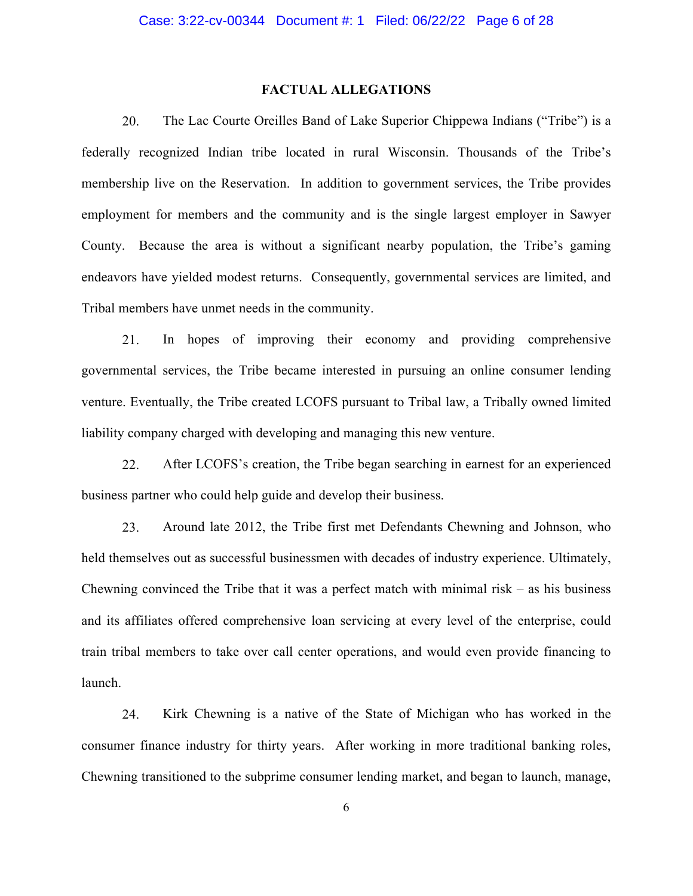## FACTUAL ALLEGATIONS

20. The Lac Courte Oreilles Band of Lake Superior Chippewa Indians ("Tribe") is a federally recognized Indian tribe located in rural Wisconsin. Thousands of the Tribe's membership live on the Reservation. In addition to government services, the Tribe provides employment for members and the community and is the single largest employer in Sawyer County. Because the area is without a significant nearby population, the Tribe's gaming endeavors have yielded modest returns. Consequently, governmental services are limited, and Tribal members have unmet needs in the community.

21. In hopes of improving their economy and providing comprehensive governmental services, the Tribe became interested in pursuing an online consumer lending venture. Eventually, the Tribe created LCOFS pursuant to Tribal law, a Tribally owned limited liability company charged with developing and managing this new venture.

22. After LCOFS's creation, the Tribe began searching in earnest for an experienced business partner who could help guide and develop their business.

23. Around late 2012, the Tribe first met Defendants Chewning and Johnson, who held themselves out as successful businessmen with decades of industry experience. Ultimately, Chewning convinced the Tribe that it was a perfect match with minimal risk – as his business and its affiliates offered comprehensive loan servicing at every level of the enterprise, could train tribal members to take over call center operations, and would even provide financing to launch.

24. Kirk Chewning is a native of the State of Michigan who has worked in the consumer finance industry for thirty years. After working in more traditional banking roles, Chewning transitioned to the subprime consumer lending market, and began to launch, manage,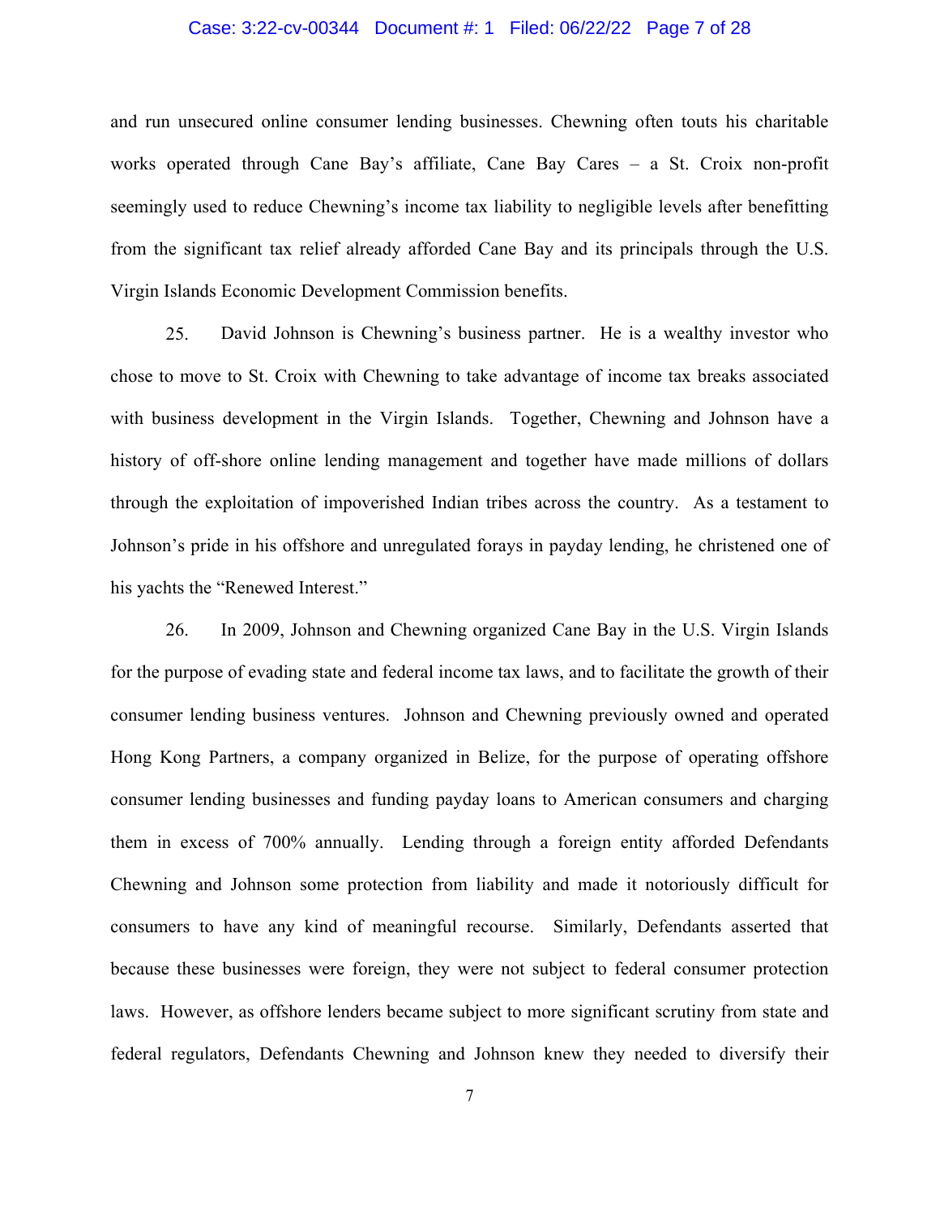and run unsecured online consumer lending businesses. Chewning often touts his charitable works operated through Cane Bay's affiliate, Cane Bay Cares – a St. Croix non-profit seemingly used to reduce Chewning's income tax liability to negligible levels after benefitting from the significant tax relief already afforded Cane Bay and its principals through the U.S. Virgin Islands Economic Development Commission benefits.

25. David Johnson is Chewning's business partner. He is a wealthy investor who chose to move to St. Croix with Chewning to take advantage of income tax breaks associated with business development in the Virgin Islands. Together, Chewning and Johnson have a history of off-shore online lending management and together have made millions of dollars through the exploitation of impoverished Indian tribes across the country. As a testament to Johnson's pride in his offshore and unregulated forays in payday lending, he christened one of his yachts the "Renewed Interest."

26. In 2009, Johnson and Chewning organized Cane Bay in the U.S. Virgin Islands for the purpose of evading state and federal income tax laws, and to facilitate the growth of their consumer lending business ventures. Johnson and Chewning previously owned and operated Hong Kong Partners, a company organized in Belize, for the purpose of operating offshore consumer lending businesses and funding payday loans to American consumers and charging them in excess of 700% annually. Lending through a foreign entity afforded Defendants Chewning and Johnson some protection from liability and made it notoriously difficult for consumers to have any kind of meaningful recourse. Similarly, Defendants asserted that because these businesses were foreign, they were not subject to federal consumer protection laws. However, as offshore lenders became subject to more significant scrutiny from state and federal regulators, Defendants Chewning and Johnson knew they needed to diversify their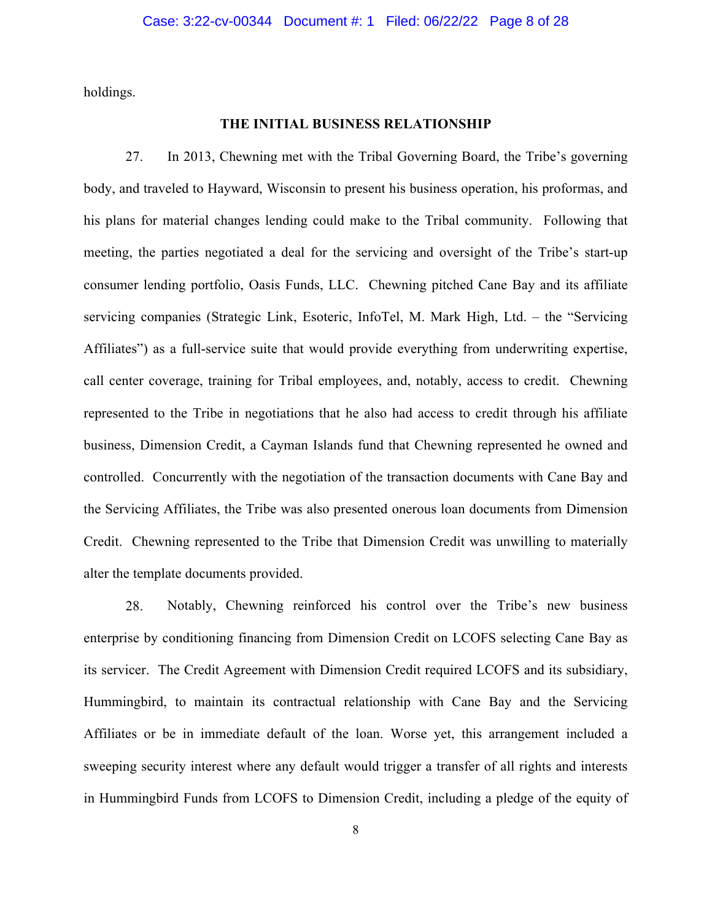holdings.

## THE INITIAL BUSINESS RELATIONSHIP

27. In 2013, Chewning met with the Tribal Governing Board, the Tribe's governing body, and traveled to Hayward, Wisconsin to present his business operation, his proformas, and his plans for material changes lending could make to the Tribal community. Following that meeting, the parties negotiated a deal for the servicing and oversight of the Tribe's start-up consumer lending portfolio, Oasis Funds, LLC. Chewning pitched Cane Bay and its affiliate servicing companies (Strategic Link, Esoteric, InfoTel, M. Mark High, Ltd. – the "Servicing Affiliates") as a full-service suite that would provide everything from underwriting expertise, call center coverage, training for Tribal employees, and, notably, access to credit. Chewning represented to the Tribe in negotiations that he also had access to credit through his affiliate business, Dimension Credit, a Cayman Islands fund that Chewning represented he owned and controlled. Concurrently with the negotiation of the transaction documents with Cane Bay and the Servicing Affiliates, the Tribe was also presented onerous loan documents from Dimension Credit. Chewning represented to the Tribe that Dimension Credit was unwilling to materially alter the template documents provided.

28. Notably, Chewning reinforced his control over the Tribe's new business enterprise by conditioning financing from Dimension Credit on LCOFS selecting Cane Bay as its servicer. The Credit Agreement with Dimension Credit required LCOFS and its subsidiary, Hummingbird, to maintain its contractual relationship with Cane Bay and the Servicing Affiliates or be in immediate default of the loan. Worse yet, this arrangement included a sweeping security interest where any default would trigger a transfer of all rights and interests in Hummingbird Funds from LCOFS to Dimension Credit, including a pledge of the equity of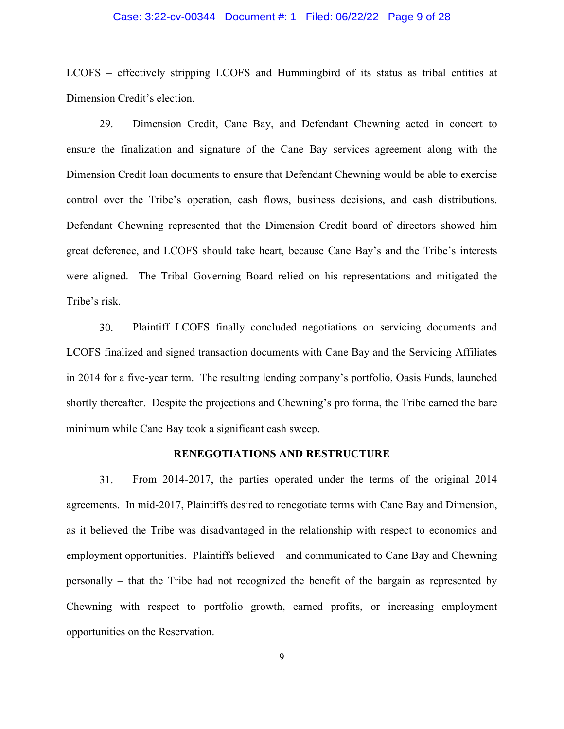LCOFS – effectively stripping LCOFS and Hummingbird of its status as tribal entities at Dimension Credit's election.

29. Dimension Credit, Cane Bay, and Defendant Chewning acted in concert to ensure the finalization and signature of the Cane Bay services agreement along with the Dimension Credit loan documents to ensure that Defendant Chewning would be able to exercise control over the Tribe's operation, cash flows, business decisions, and cash distributions. Defendant Chewning represented that the Dimension Credit board of directors showed him great deference, and LCOFS should take heart, because Cane Bay's and the Tribe's interests were aligned. The Tribal Governing Board relied on his representations and mitigated the Tribe's risk.

30. Plaintiff LCOFS finally concluded negotiations on servicing documents and LCOFS finalized and signed transaction documents with Cane Bay and the Servicing Affiliates in 2014 for a five-year term. The resulting lending company's portfolio, Oasis Funds, launched shortly thereafter. Despite the projections and Chewning's pro forma, the Tribe earned the bare minimum while Cane Bay took a significant cash sweep.

## RENEGOTIATIONS AND RESTRUCTURE

31. From 2014-2017, the parties operated under the terms of the original 2014 agreements. In mid-2017, Plaintiffs desired to renegotiate terms with Cane Bay and Dimension, as it believed the Tribe was disadvantaged in the relationship with respect to economics and employment opportunities. Plaintiffs believed – and communicated to Cane Bay and Chewning personally – that the Tribe had not recognized the benefit of the bargain as represented by Chewning with respect to portfolio growth, earned profits, or increasing employment opportunities on the Reservation.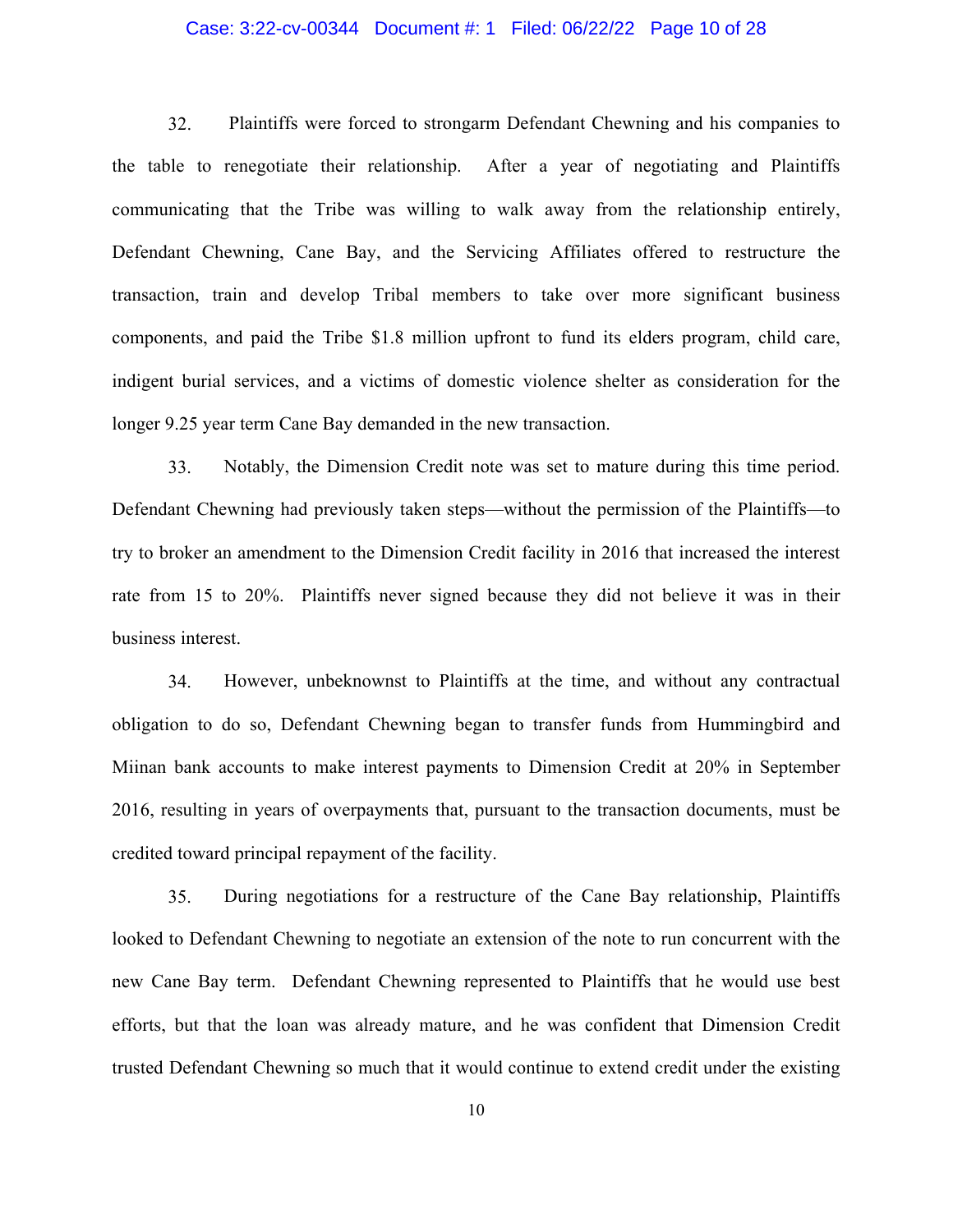32. Plaintiffs were forced to strongarm Defendant Chewning and his companies to the table to renegotiate their relationship. After a year of negotiating and Plaintiffs communicating that the Tribe was willing to walk away from the relationship entirely, Defendant Chewning, Cane Bay, and the Servicing Affiliates offered to restructure the transaction, train and develop Tribal members to take over more significant business components, and paid the Tribe $1.8 million upfront to fund its elders program, child care, indigent burial services, and a victims of domestic violence shelter as consideration for the longer 9.25 year term Cane Bay demanded in the new transaction.

33. Notably, the Dimension Credit note was set to mature during this time period. Defendant Chewning had previously taken steps—without the permission of the Plaintiffs—to try to broker an amendment to the Dimension Credit facility in 2016 that increased the interest rate from 15 to 20%. Plaintiffs never signed because they did not believe it was in their business interest.

34. However, unbeknownst to Plaintiffs at the time, and without any contractual obligation to do so, Defendant Chewning began to transfer funds from Hummingbird and Miinan bank accounts to make interest payments to Dimension Credit at 20% in September 2016, resulting in years of overpayments that, pursuant to the transaction documents, must be credited toward principal repayment of the facility.

35. During negotiations for a restructure of the Cane Bay relationship, Plaintiffs looked to Defendant Chewning to negotiate an extension of the note to run concurrent with the new Cane Bay term. Defendant Chewning represented to Plaintiffs that he would use best efforts, but that the loan was already mature, and he was confident that Dimension Credit trusted Defendant Chewning so much that it would continue to extend credit under the existing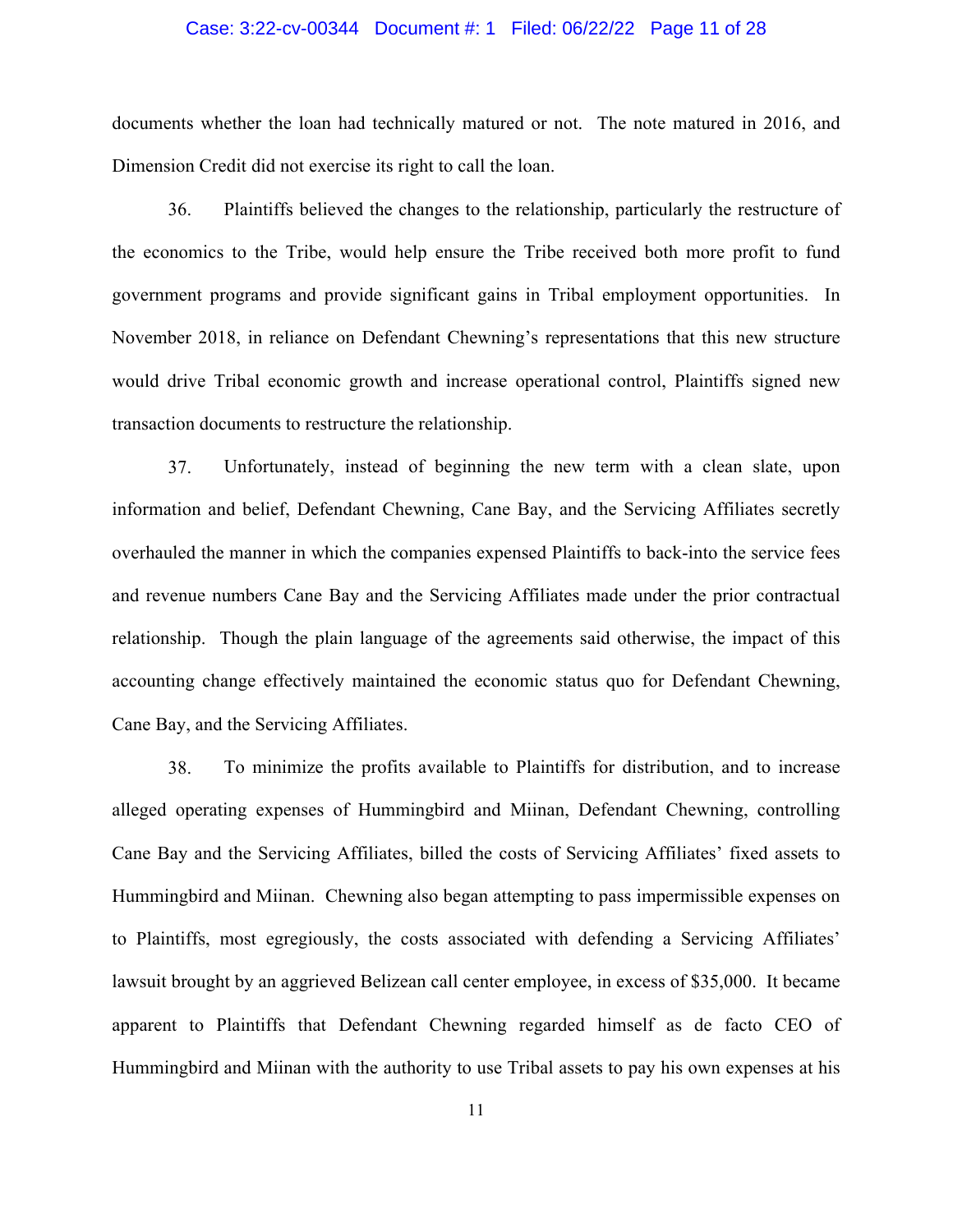documents whether the loan had technically matured or not. The note matured in 2016, and Dimension Credit did not exercise its right to call the loan.

36. Plaintiffs believed the changes to the relationship, particularly the restructure of the economics to the Tribe, would help ensure the Tribe received both more profit to fund government programs and provide significant gains in Tribal employment opportunities. In November 2018, in reliance on Defendant Chewning's representations that this new structure would drive Tribal economic growth and increase operational control, Plaintiffs signed new transaction documents to restructure the relationship.

37. Unfortunately, instead of beginning the new term with a clean slate, upon information and belief, Defendant Chewning, Cane Bay, and the Servicing Affiliates secretly overhauled the manner in which the companies expensed Plaintiffs to back-into the service fees and revenue numbers Cane Bay and the Servicing Affiliates made under the prior contractual relationship. Though the plain language of the agreements said otherwise, the impact of this accounting change effectively maintained the economic status quo for Defendant Chewning, Cane Bay, and the Servicing Affiliates.

38. To minimize the profits available to Plaintiffs for distribution, and to increase alleged operating expenses of Hummingbird and Miinan, Defendant Chewning, controlling Cane Bay and the Servicing Affiliates, billed the costs of Servicing Affiliates' fixed assets to Hummingbird and Miinan. Chewning also began attempting to pass impermissible expenses on to Plaintiffs, most egregiously, the costs associated with defending a Servicing Affiliates' lawsuit brought by an aggrieved Belizean call center employee, in excess of $35,000. It became apparent to Plaintiffs that Defendant Chewning regarded himself as de facto CEO of Hummingbird and Miinan with the authority to use Tribal assets to pay his own expenses at his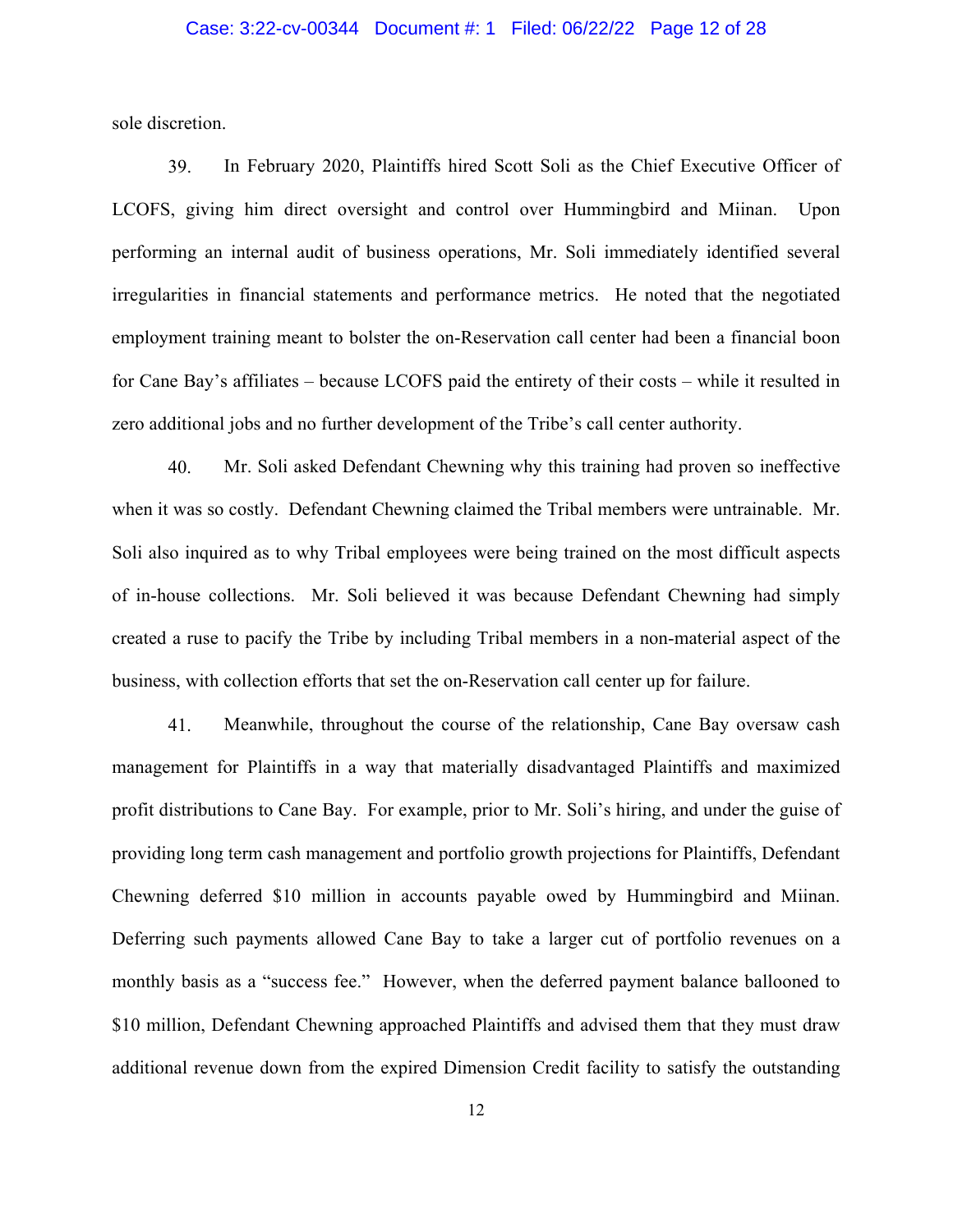sole discretion.

39. In February 2020, Plaintiffs hired Scott Soli as the Chief Executive Officer of LCOFS, giving him direct oversight and control over Hummingbird and Miinan. Upon performing an internal audit of business operations, Mr. Soli immediately identified several irregularities in financial statements and performance metrics. He noted that the negotiated employment training meant to bolster the on-Reservation call center had been a financial boon for Cane Bay's affiliates – because LCOFS paid the entirety of their costs – while it resulted in zero additional jobs and no further development of the Tribe's call center authority.

40. Mr. Soli asked Defendant Chewning why this training had proven so ineffective when it was so costly. Defendant Chewning claimed the Tribal members were untrainable. Mr. Soli also inquired as to why Tribal employees were being trained on the most difficult aspects of in-house collections. Mr. Soli believed it was because Defendant Chewning had simply created a ruse to pacify the Tribe by including Tribal members in a non-material aspect of the business, with collection efforts that set the on-Reservation call center up for failure.

41. Meanwhile, throughout the course of the relationship, Cane Bay oversaw cash management for Plaintiffs in a way that materially disadvantaged Plaintiffs and maximized profit distributions to Cane Bay. For example, prior to Mr. Soli's hiring, and under the guise of providing long term cash management and portfolio growth projections for Plaintiffs, Defendant Chewning deferred $10 million in accounts payable owed by Hummingbird and Miinan. Deferring such payments allowed Cane Bay to take a larger cut of portfolio revenues on a monthly basis as a "success fee." However, when the deferred payment balance ballooned to $10 million, Defendant Chewning approached Plaintiffs and advised them that they must draw additional revenue down from the expired Dimension Credit facility to satisfy the outstanding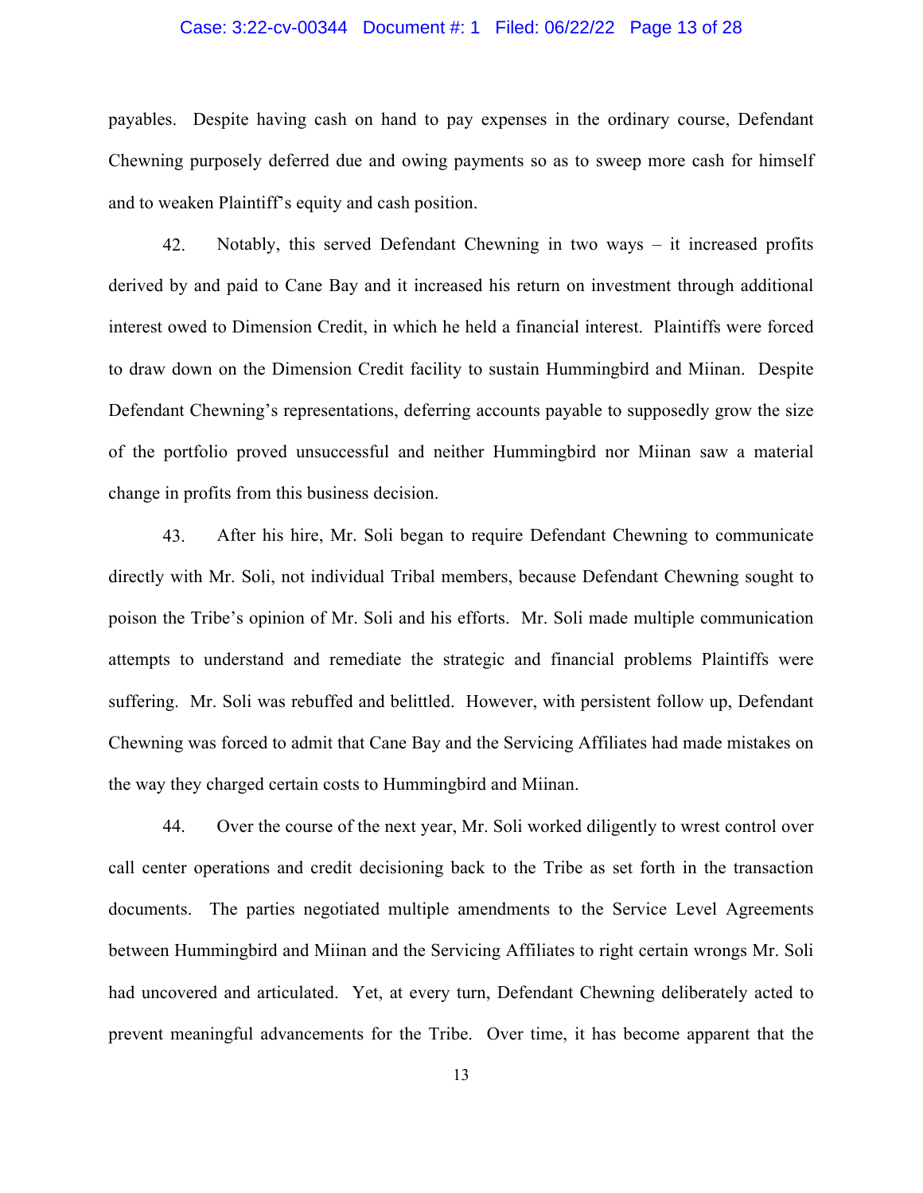payables. Despite having cash on hand to pay expenses in the ordinary course, Defendant Chewning purposely deferred due and owing payments so as to sweep more cash for himself and to weaken Plaintiff's equity and cash position.

42. Notably, this served Defendant Chewning in two ways – it increased profits derived by and paid to Cane Bay and it increased his return on investment through additional interest owed to Dimension Credit, in which he held a financial interest. Plaintiffs were forced to draw down on the Dimension Credit facility to sustain Hummingbird and Miinan. Despite Defendant Chewning's representations, deferring accounts payable to supposedly grow the size of the portfolio proved unsuccessful and neither Hummingbird nor Miinan saw a material change in profits from this business decision.

43. After his hire, Mr. Soli began to require Defendant Chewning to communicate directly with Mr. Soli, not individual Tribal members, because Defendant Chewning sought to poison the Tribe's opinion of Mr. Soli and his efforts. Mr. Soli made multiple communication attempts to understand and remediate the strategic and financial problems Plaintiffs were suffering. Mr. Soli was rebuffed and belittled. However, with persistent follow up, Defendant Chewning was forced to admit that Cane Bay and the Servicing Affiliates had made mistakes on the way they charged certain costs to Hummingbird and Miinan.

44. Over the course of the next year, Mr. Soli worked diligently to wrest control over call center operations and credit decisioning back to the Tribe as set forth in the transaction documents. The parties negotiated multiple amendments to the Service Level Agreements between Hummingbird and Miinan and the Servicing Affiliates to right certain wrongs Mr. Soli had uncovered and articulated. Yet, at every turn, Defendant Chewning deliberately acted to prevent meaningful advancements for the Tribe. Over time, it has become apparent that the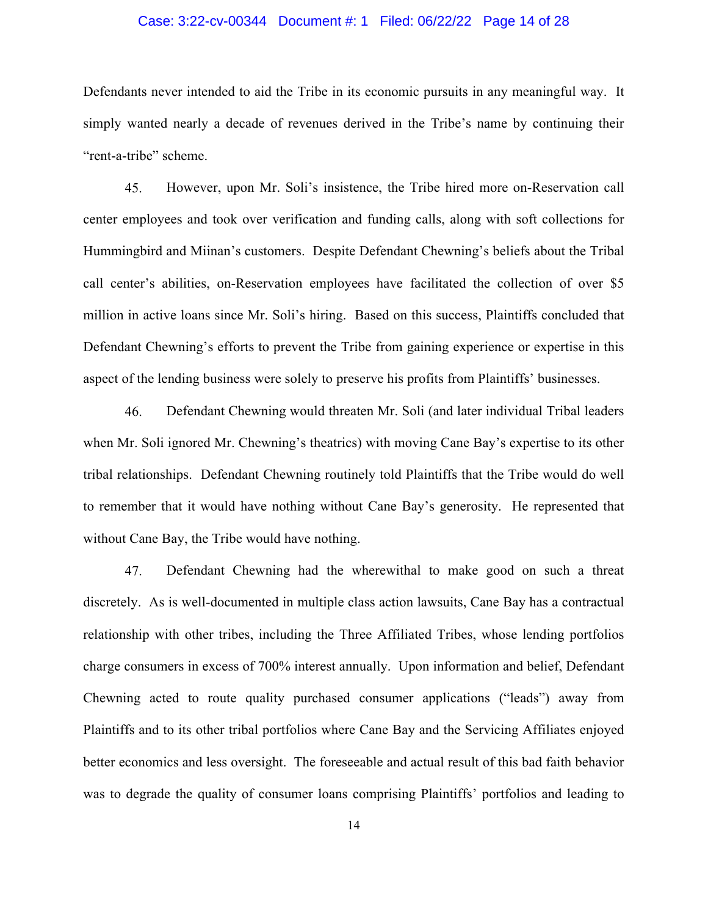Defendants never intended to aid the Tribe in its economic pursuits in any meaningful way. It simply wanted nearly a decade of revenues derived in the Tribe's name by continuing their "rent-a-tribe" scheme.

45. However, upon Mr. Soli's insistence, the Tribe hired more on-Reservation call center employees and took over verification and funding calls, along with soft collections for Hummingbird and Miinan's customers. Despite Defendant Chewning's beliefs about the Tribal call center's abilities, on-Reservation employees have facilitated the collection of over $5 million in active loans since Mr. Soli's hiring. Based on this success, Plaintiffs concluded that Defendant Chewning's efforts to prevent the Tribe from gaining experience or expertise in this aspect of the lending business were solely to preserve his profits from Plaintiffs' businesses.

46. Defendant Chewning would threaten Mr. Soli (and later individual Tribal leaders when Mr. Soli ignored Mr. Chewning's theatrics) with moving Cane Bay's expertise to its other tribal relationships. Defendant Chewning routinely told Plaintiffs that the Tribe would do well to remember that it would have nothing without Cane Bay's generosity. He represented that without Cane Bay, the Tribe would have nothing.

47. Defendant Chewning had the wherewithal to make good on such a threat discretely. As is well-documented in multiple class action lawsuits, Cane Bay has a contractual relationship with other tribes, including the Three Affiliated Tribes, whose lending portfolios charge consumers in excess of 700% interest annually. Upon information and belief, Defendant Chewning acted to route quality purchased consumer applications ("leads") away from Plaintiffs and to its other tribal portfolios where Cane Bay and the Servicing Affiliates enjoyed better economics and less oversight. The foreseeable and actual result of this bad faith behavior was to degrade the quality of consumer loans comprising Plaintiffs' portfolios and leading to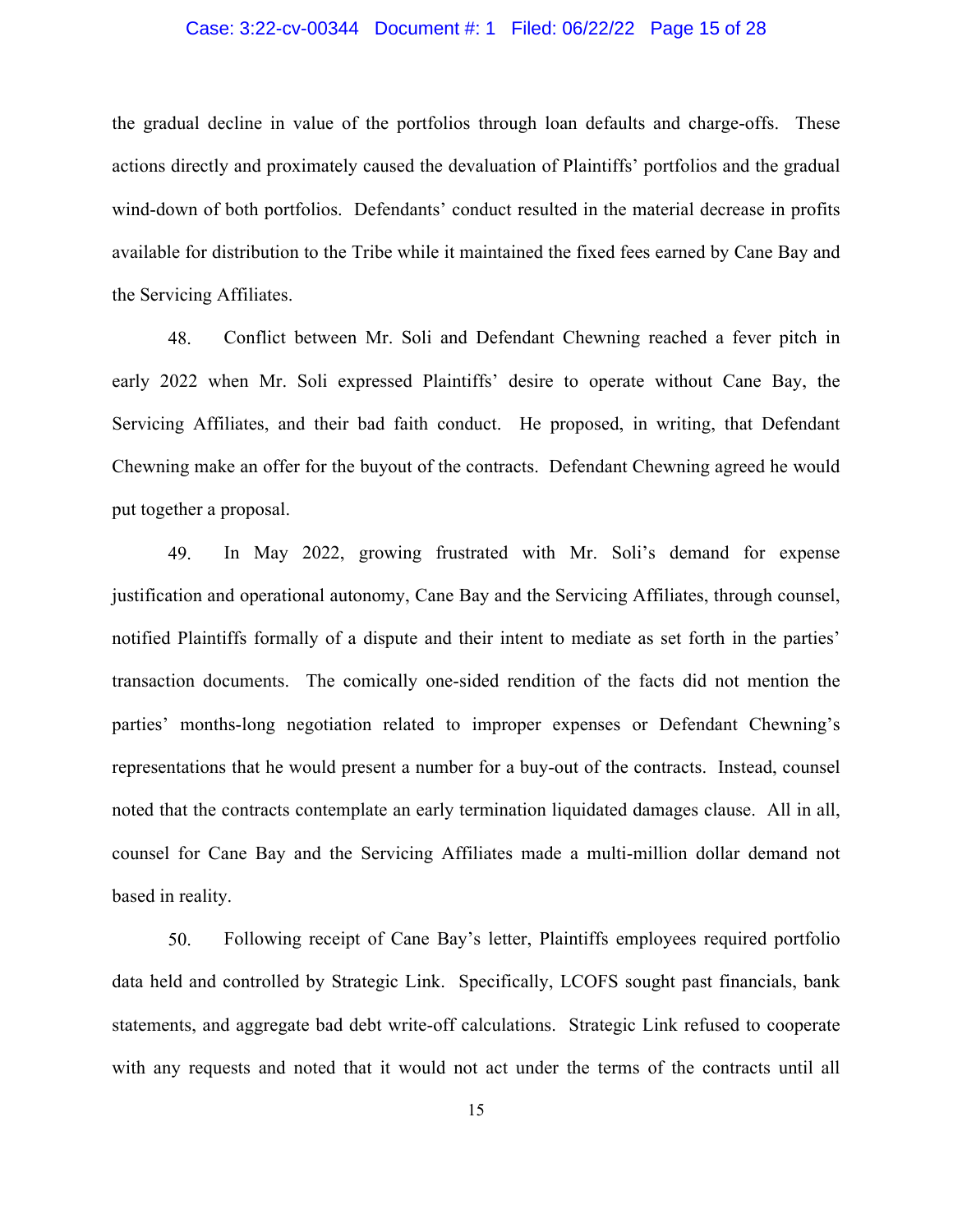the gradual decline in value of the portfolios through loan defaults and charge-offs. These actions directly and proximately caused the devaluation of Plaintiffs' portfolios and the gradual wind-down of both portfolios. Defendants' conduct resulted in the material decrease in profits available for distribution to the Tribe while it maintained the fixed fees earned by Cane Bay and the Servicing Affiliates.

48. Conflict between Mr. Soli and Defendant Chewning reached a fever pitch in early 2022 when Mr. Soli expressed Plaintiffs' desire to operate without Cane Bay, the Servicing Affiliates, and their bad faith conduct. He proposed, in writing, that Defendant Chewning make an offer for the buyout of the contracts. Defendant Chewning agreed he would put together a proposal.

49. In May 2022, growing frustrated with Mr. Soli's demand for expense justification and operational autonomy, Cane Bay and the Servicing Affiliates, through counsel, notified Plaintiffs formally of a dispute and their intent to mediate as set forth in the parties' transaction documents. The comically one-sided rendition of the facts did not mention the parties' months-long negotiation related to improper expenses or Defendant Chewning's representations that he would present a number for a buy-out of the contracts. Instead, counsel noted that the contracts contemplate an early termination liquidated damages clause. All in all, counsel for Cane Bay and the Servicing Affiliates made a multi-million dollar demand not based in reality.

50. Following receipt of Cane Bay's letter, Plaintiffs employees required portfolio data held and controlled by Strategic Link. Specifically, LCOFS sought past financials, bank statements, and aggregate bad debt write-off calculations. Strategic Link refused to cooperate with any requests and noted that it would not act under the terms of the contracts until all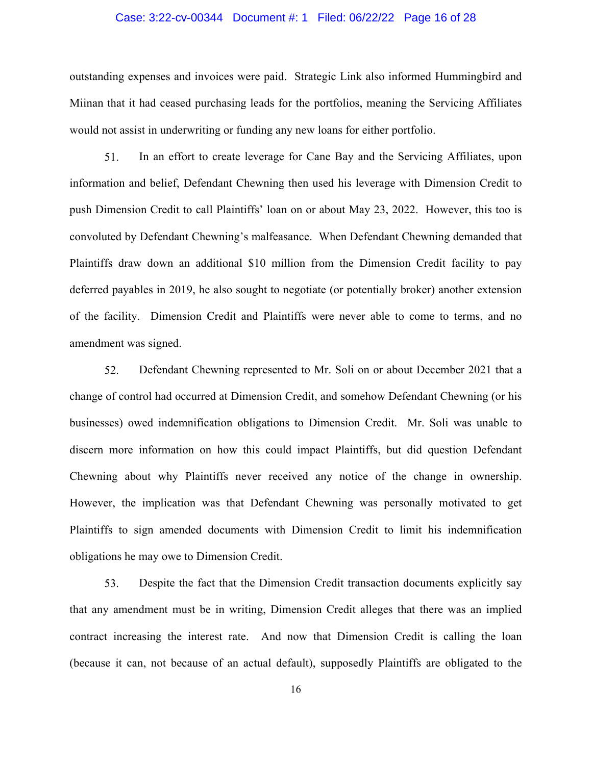outstanding expenses and invoices were paid. Strategic Link also informed Hummingbird and Miinan that it had ceased purchasing leads for the portfolios, meaning the Servicing Affiliates would not assist in underwriting or funding any new loans for either portfolio.

51. In an effort to create leverage for Cane Bay and the Servicing Affiliates, upon information and belief, Defendant Chewning then used his leverage with Dimension Credit to push Dimension Credit to call Plaintiffs' loan on or about May 23, 2022. However, this too is convoluted by Defendant Chewning's malfeasance. When Defendant Chewning demanded that Plaintiffs draw down an additional $10 million from the Dimension Credit facility to pay deferred payables in 2019, he also sought to negotiate (or potentially broker) another extension of the facility. Dimension Credit and Plaintiffs were never able to come to terms, and no amendment was signed.

52. Defendant Chewning represented to Mr. Soli on or about December 2021 that a change of control had occurred at Dimension Credit, and somehow Defendant Chewning (or his businesses) owed indemnification obligations to Dimension Credit. Mr. Soli was unable to discern more information on how this could impact Plaintiffs, but did question Defendant Chewning about why Plaintiffs never received any notice of the change in ownership. However, the implication was that Defendant Chewning was personally motivated to get Plaintiffs to sign amended documents with Dimension Credit to limit his indemnification obligations he may owe to Dimension Credit.

53. Despite the fact that the Dimension Credit transaction documents explicitly say that any amendment must be in writing, Dimension Credit alleges that there was an implied contract increasing the interest rate. And now that Dimension Credit is calling the loan (because it can, not because of an actual default), supposedly Plaintiffs are obligated to the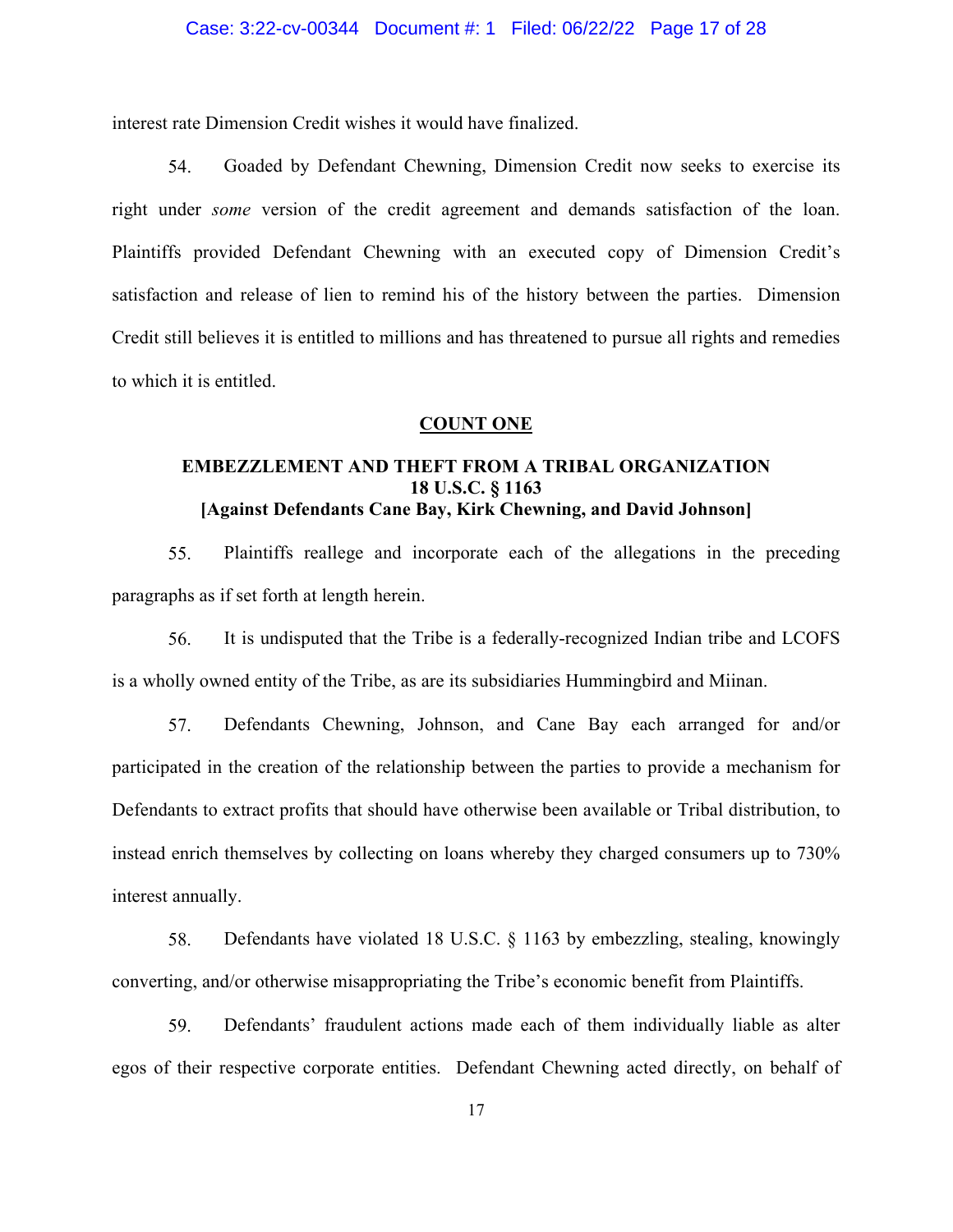interest rate Dimension Credit wishes it would have finalized.

54. Goaded by Defendant Chewning, Dimension Credit now seeks to exercise its right under *some* version of the credit agreement and demands satisfaction of the loan. Plaintiffs provided Defendant Chewning with an executed copy of Dimension Credit's satisfaction and release of lien to remind his of the history between the parties. Dimension Credit still believes it is entitled to millions and has threatened to pursue all rights and remedies to which it is entitled.

## COUNT ONE

### EMBEZZLEMENT AND THEFT FROM A TRIBAL ORGANIZATION 18 U.S.C. § 1163 [Against Defendants Cane Bay, Kirk Chewning, and David Johnson]

55. Plaintiffs reallege and incorporate each of the allegations in the preceding paragraphs as if set forth at length herein.

56. It is undisputed that the Tribe is a federally-recognized Indian tribe and LCOFS is a wholly owned entity of the Tribe, as are its subsidiaries Hummingbird and Miinan.

57. Defendants Chewning, Johnson, and Cane Bay each arranged for and/or participated in the creation of the relationship between the parties to provide a mechanism for Defendants to extract profits that should have otherwise been available or Tribal distribution, to instead enrich themselves by collecting on loans whereby they charged consumers up to 730% interest annually.

58. Defendants have violated 18 U.S.C. § 1163 by embezzling, stealing, knowingly converting, and/or otherwise misappropriating the Tribe's economic benefit from Plaintiffs.

59. Defendants' fraudulent actions made each of them individually liable as alter egos of their respective corporate entities. Defendant Chewning acted directly, on behalf of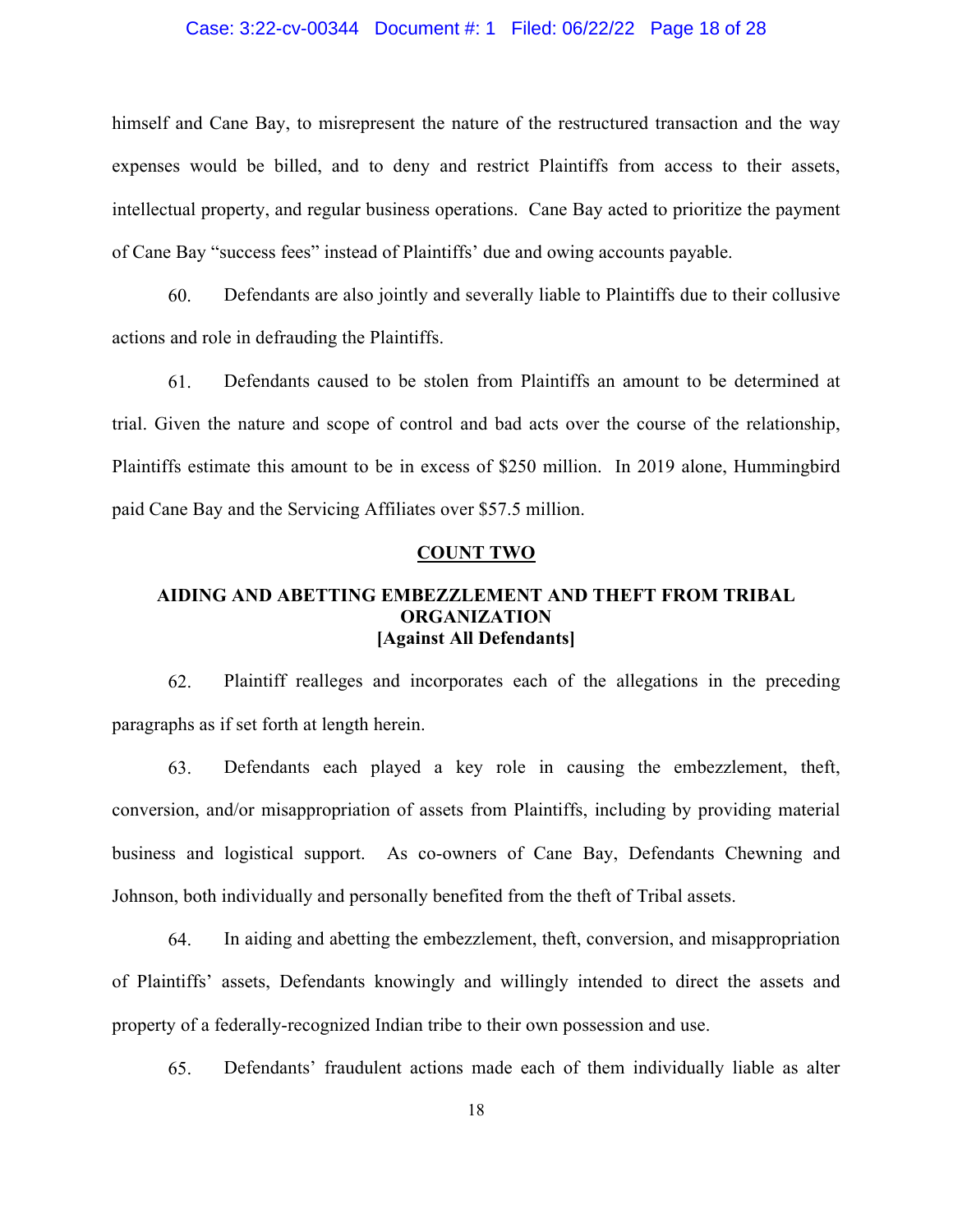himself and Cane Bay, to misrepresent the nature of the restructured transaction and the way expenses would be billed, and to deny and restrict Plaintiffs from access to their assets, intellectual property, and regular business operations. Cane Bay acted to prioritize the payment of Cane Bay "success fees" instead of Plaintiffs' due and owing accounts payable.

60. Defendants are also jointly and severally liable to Plaintiffs due to their collusive actions and role in defrauding the Plaintiffs.

61. Defendants caused to be stolen from Plaintiffs an amount to be determined at trial. Given the nature and scope of control and bad acts over the course of the relationship, Plaintiffs estimate this amount to be in excess of $250 million. In 2019 alone, Hummingbird paid Cane Bay and the Servicing Affiliates over $57.5 million.

## <u>COUNT TWO</u>

### AIDING AND ABETTING EMBEZZLEMENT AND THEFT FROM TRIBAL ORGANIZATION
### [Against All Defendants]

62. Plaintiff realleges and incorporates each of the allegations in the preceding paragraphs as if set forth at length herein.

63. Defendants each played a key role in causing the embezzlement, theft, conversion, and/or misappropriation of assets from Plaintiffs, including by providing material business and logistical support. As co-owners of Cane Bay, Defendants Chewning and Johnson, both individually and personally benefited from the theft of Tribal assets.

64. In aiding and abetting the embezzlement, theft, conversion, and misappropriation of Plaintiffs' assets, Defendants knowingly and willingly intended to direct the assets and property of a federally-recognized Indian tribe to their own possession and use.

65. Defendants' fraudulent actions made each of them individually liable as alter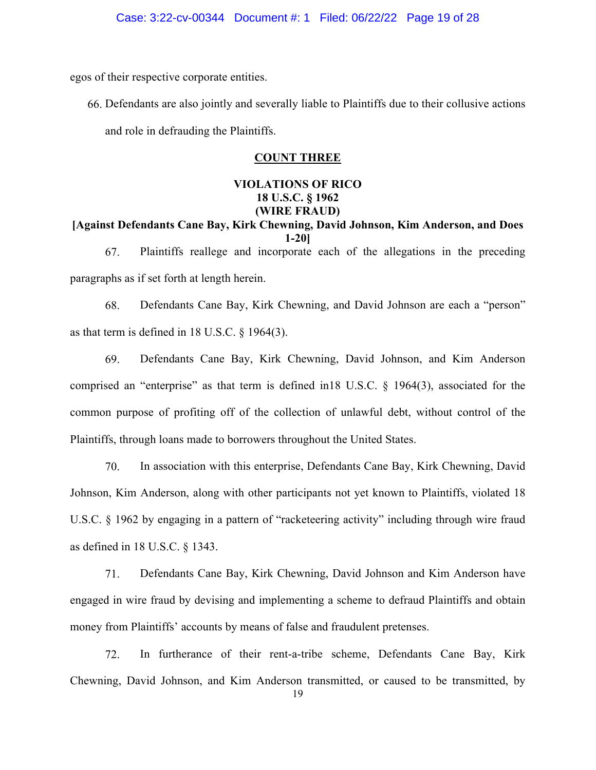egos of their respective corporate entities.

66. Defendants are also jointly and severally liable to Plaintiffs due to their collusive actions and role in defrauding the Plaintiffs.

**COUNT THREE**

**VIOLATIONS OF RICO**
**18 U.S.C. § 1962**
**(WIRE FRAUD)**
**[Against Defendants Cane Bay, Kirk Chewning, David Johnson, Kim Anderson, and Does 1-20]**

67. Plaintiffs reallege and incorporate each of the allegations in the preceding paragraphs as if set forth at length herein.

68. Defendants Cane Bay, Kirk Chewning, and David Johnson are each a "person" as that term is defined in 18 U.S.C. § 1964(3).

69. Defendants Cane Bay, Kirk Chewning, David Johnson, and Kim Anderson comprised an "enterprise" as that term is defined in18 U.S.C. § 1964(3), associated for the common purpose of profiting off of the collection of unlawful debt, without control of the Plaintiffs, through loans made to borrowers throughout the United States.

70. In association with this enterprise, Defendants Cane Bay, Kirk Chewning, David Johnson, Kim Anderson, along with other participants not yet known to Plaintiffs, violated 18 U.S.C. § 1962 by engaging in a pattern of "racketeering activity" including through wire fraud as defined in 18 U.S.C. § 1343.

71. Defendants Cane Bay, Kirk Chewning, David Johnson and Kim Anderson have engaged in wire fraud by devising and implementing a scheme to defraud Plaintiffs and obtain money from Plaintiffs' accounts by means of false and fraudulent pretenses.

72. In furtherance of their rent-a-tribe scheme, Defendants Cane Bay, Kirk Chewning, David Johnson, and Kim Anderson transmitted, or caused to be transmitted, by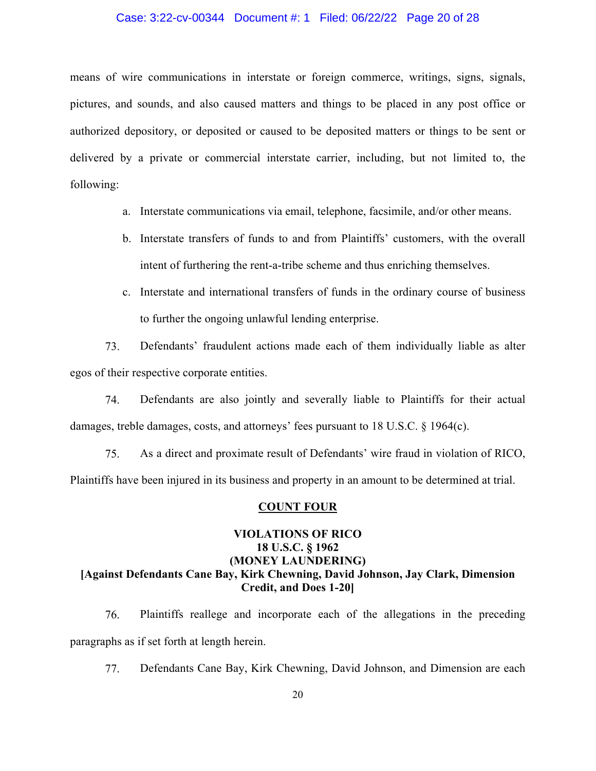means of wire communications in interstate or foreign commerce, writings, signs, signals, pictures, and sounds, and also caused matters and things to be placed in any post office or authorized depository, or deposited or caused to be deposited matters or things to be sent or delivered by a private or commercial interstate carrier, including, but not limited to, the following:

a. Interstate communications via email, telephone, facsimile, and/or other means.

b. Interstate transfers of funds to and from Plaintiffs' customers, with the overall intent of furthering the rent-a-tribe scheme and thus enriching themselves.

c. Interstate and international transfers of funds in the ordinary course of business to further the ongoing unlawful lending enterprise.

73. Defendants' fraudulent actions made each of them individually liable as alter egos of their respective corporate entities.

74. Defendants are also jointly and severally liable to Plaintiffs for their actual damages, treble damages, costs, and attorneys' fees pursuant to 18 U.S.C. § 1964(c).

75. As a direct and proximate result of Defendants' wire fraud in violation of RICO, Plaintiffs have been injured in its business and property in an amount to be determined at trial.

## COUNT FOUR

### VIOLATIONS OF RICO 18 U.S.C. § 1962 (MONEY LAUNDERING) [Against Defendants Cane Bay, Kirk Chewning, David Johnson, Jay Clark, Dimension Credit, and Does 1-20]

76. Plaintiffs reallege and incorporate each of the allegations in the preceding paragraphs as if set forth at length herein.

77. Defendants Cane Bay, Kirk Chewning, David Johnson, and Dimension are each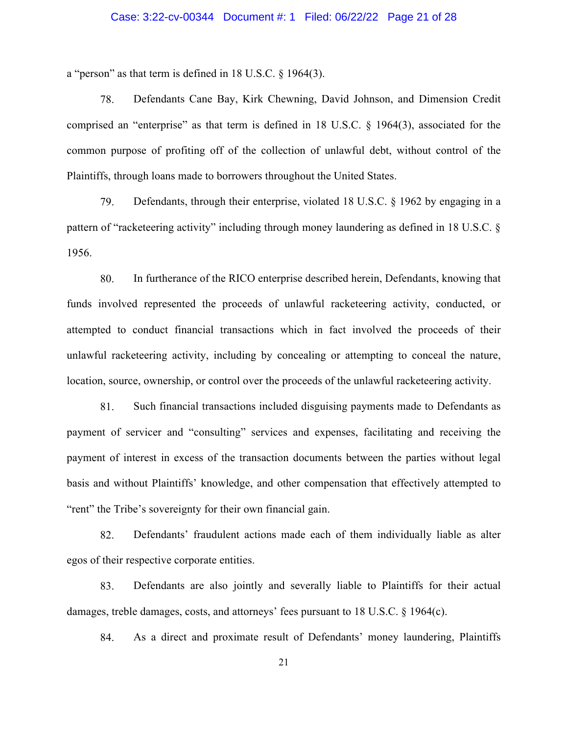a "person" as that term is defined in 18 U.S.C. § 1964(3).

78. Defendants Cane Bay, Kirk Chewning, David Johnson, and Dimension Credit comprised an "enterprise" as that term is defined in 18 U.S.C. § 1964(3), associated for the common purpose of profiting off of the collection of unlawful debt, without control of the Plaintiffs, through loans made to borrowers throughout the United States.

79. Defendants, through their enterprise, violated 18 U.S.C. § 1962 by engaging in a pattern of "racketeering activity" including through money laundering as defined in 18 U.S.C. § 1956.

80. In furtherance of the RICO enterprise described herein, Defendants, knowing that funds involved represented the proceeds of unlawful racketeering activity, conducted, or attempted to conduct financial transactions which in fact involved the proceeds of their unlawful racketeering activity, including by concealing or attempting to conceal the nature, location, source, ownership, or control over the proceeds of the unlawful racketeering activity.

81. Such financial transactions included disguising payments made to Defendants as payment of servicer and "consulting" services and expenses, facilitating and receiving the payment of interest in excess of the transaction documents between the parties without legal basis and without Plaintiffs' knowledge, and other compensation that effectively attempted to "rent" the Tribe's sovereignty for their own financial gain.

82. Defendants' fraudulent actions made each of them individually liable as alter egos of their respective corporate entities.

83. Defendants are also jointly and severally liable to Plaintiffs for their actual damages, treble damages, costs, and attorneys' fees pursuant to 18 U.S.C. § 1964(c).

84. As a direct and proximate result of Defendants' money laundering, Plaintiffs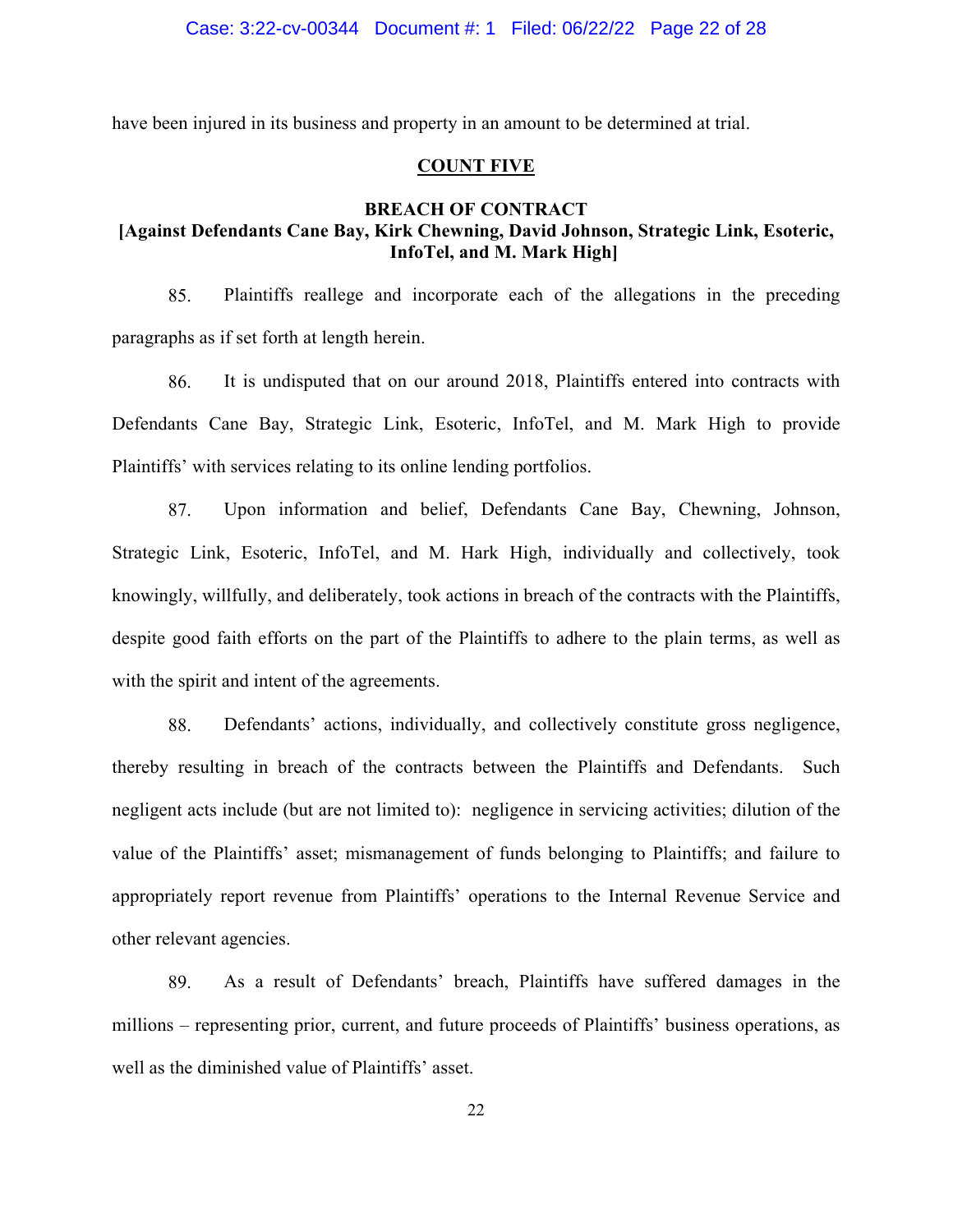have been injured in its business and property in an amount to be determined at trial.

## COUNT FIVE

### BREACH OF CONTRACT
### [Against Defendants Cane Bay, Kirk Chewning, David Johnson, Strategic Link, Esoteric, InfoTel, and M. Mark High]

85. Plaintiffs reallege and incorporate each of the allegations in the preceding paragraphs as if set forth at length herein.

86. It is undisputed that on our around 2018, Plaintiffs entered into contracts with Defendants Cane Bay, Strategic Link, Esoteric, InfoTel, and M. Mark High to provide Plaintiffs' with services relating to its online lending portfolios.

87. Upon information and belief, Defendants Cane Bay, Chewning, Johnson, Strategic Link, Esoteric, InfoTel, and M. Hark High, individually and collectively, took knowingly, willfully, and deliberately, took actions in breach of the contracts with the Plaintiffs, despite good faith efforts on the part of the Plaintiffs to adhere to the plain terms, as well as with the spirit and intent of the agreements.

88. Defendants' actions, individually, and collectively constitute gross negligence, thereby resulting in breach of the contracts between the Plaintiffs and Defendants. Such negligent acts include (but are not limited to): negligence in servicing activities; dilution of the value of the Plaintiffs' asset; mismanagement of funds belonging to Plaintiffs; and failure to appropriately report revenue from Plaintiffs' operations to the Internal Revenue Service and other relevant agencies.

89. As a result of Defendants' breach, Plaintiffs have suffered damages in the millions – representing prior, current, and future proceeds of Plaintiffs' business operations, as well as the diminished value of Plaintiffs' asset.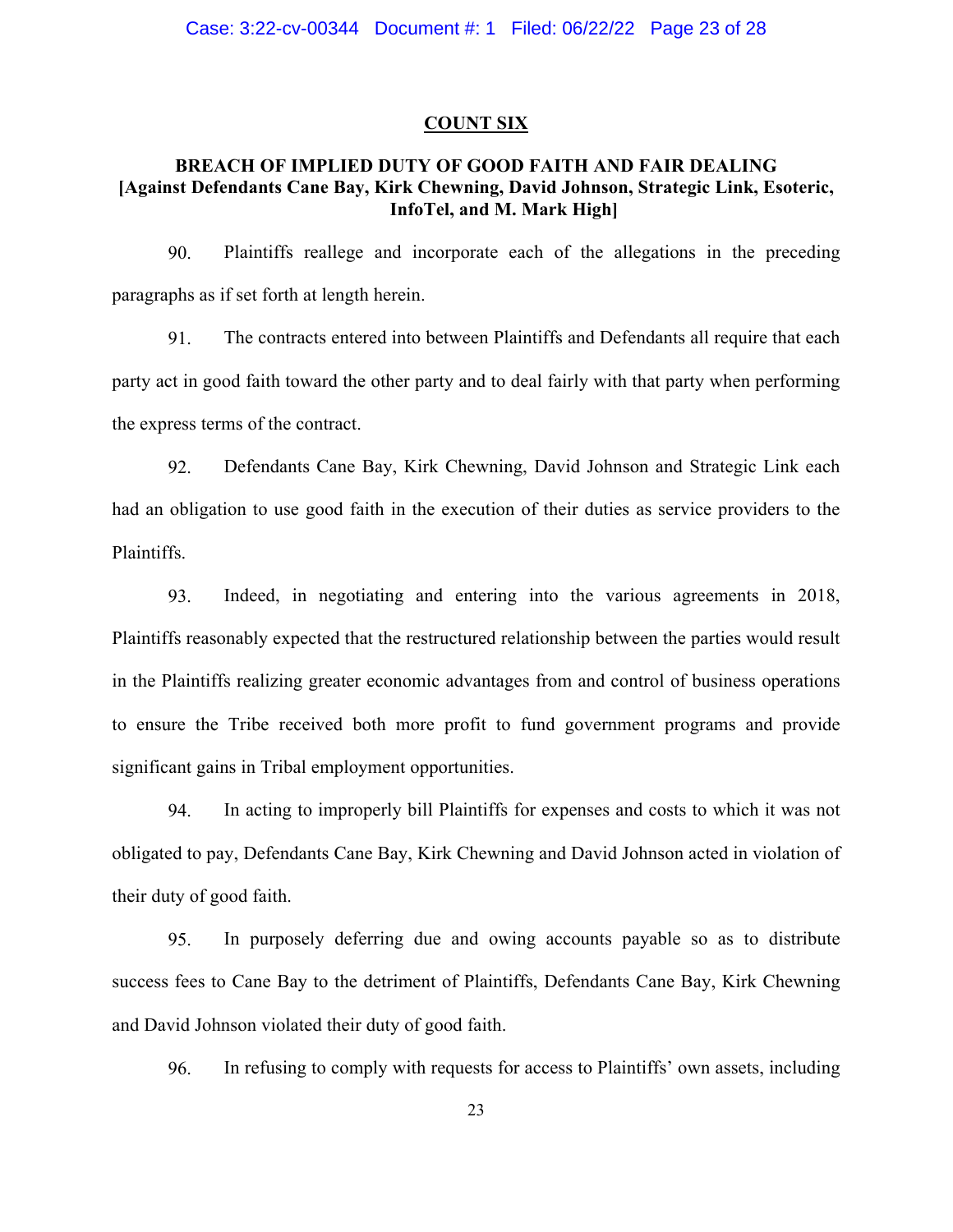**COUNT SIX**

**BREACH OF IMPLIED DUTY OF GOOD FAITH AND FAIR DEALING [Against Defendants Cane Bay, Kirk Chewning, David Johnson, Strategic Link, Esoteric, InfoTel, and M. Mark High]**

90. Plaintiffs reallege and incorporate each of the allegations in the preceding paragraphs as if set forth at length herein.

91. The contracts entered into between Plaintiffs and Defendants all require that each party act in good faith toward the other party and to deal fairly with that party when performing the express terms of the contract.

92. Defendants Cane Bay, Kirk Chewning, David Johnson and Strategic Link each had an obligation to use good faith in the execution of their duties as service providers to the Plaintiffs.

93. Indeed, in negotiating and entering into the various agreements in 2018, Plaintiffs reasonably expected that the restructured relationship between the parties would result in the Plaintiffs realizing greater economic advantages from and control of business operations to ensure the Tribe received both more profit to fund government programs and provide significant gains in Tribal employment opportunities.

94. In acting to improperly bill Plaintiffs for expenses and costs to which it was not obligated to pay, Defendants Cane Bay, Kirk Chewning and David Johnson acted in violation of their duty of good faith.

95. In purposely deferring due and owing accounts payable so as to distribute success fees to Cane Bay to the detriment of Plaintiffs, Defendants Cane Bay, Kirk Chewning and David Johnson violated their duty of good faith.

96. In refusing to comply with requests for access to Plaintiffs' own assets, including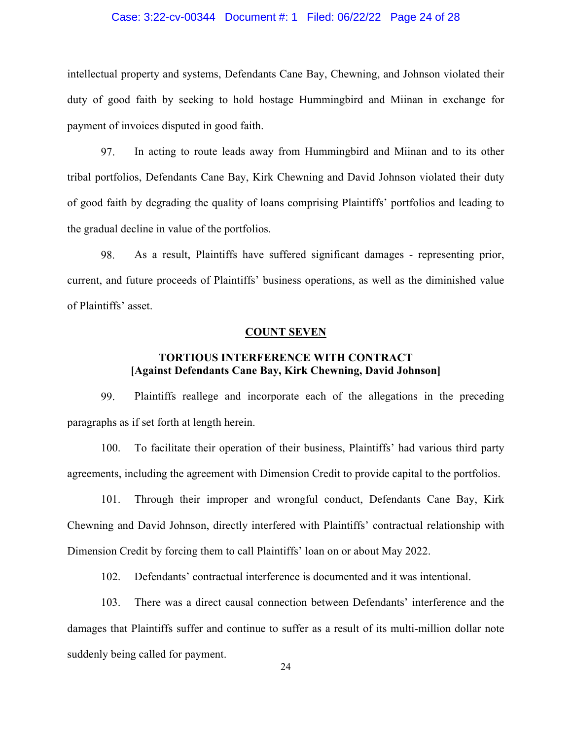intellectual property and systems, Defendants Cane Bay, Chewning, and Johnson violated their duty of good faith by seeking to hold hostage Hummingbird and Miinan in exchange for payment of invoices disputed in good faith.

97. In acting to route leads away from Hummingbird and Miinan and to its other tribal portfolios, Defendants Cane Bay, Kirk Chewning and David Johnson violated their duty of good faith by degrading the quality of loans comprising Plaintiffs' portfolios and leading to the gradual decline in value of the portfolios.

98. As a result, Plaintiffs have suffered significant damages - representing prior, current, and future proceeds of Plaintiffs' business operations, as well as the diminished value of Plaintiffs' asset.

**COUNT SEVEN**

**TORTIOUS INTERFERENCE WITH CONTRACT**
**[Against Defendants Cane Bay, Kirk Chewning, David Johnson]**

99. Plaintiffs reallege and incorporate each of the allegations in the preceding paragraphs as if set forth at length herein.

100. To facilitate their operation of their business, Plaintiffs' had various third party agreements, including the agreement with Dimension Credit to provide capital to the portfolios.

101. Through their improper and wrongful conduct, Defendants Cane Bay, Kirk Chewning and David Johnson, directly interfered with Plaintiffs' contractual relationship with Dimension Credit by forcing them to call Plaintiffs' loan on or about May 2022.

102. Defendants' contractual interference is documented and it was intentional.

103. There was a direct causal connection between Defendants' interference and the damages that Plaintiffs suffer and continue to suffer as a result of its multi-million dollar note suddenly being called for payment.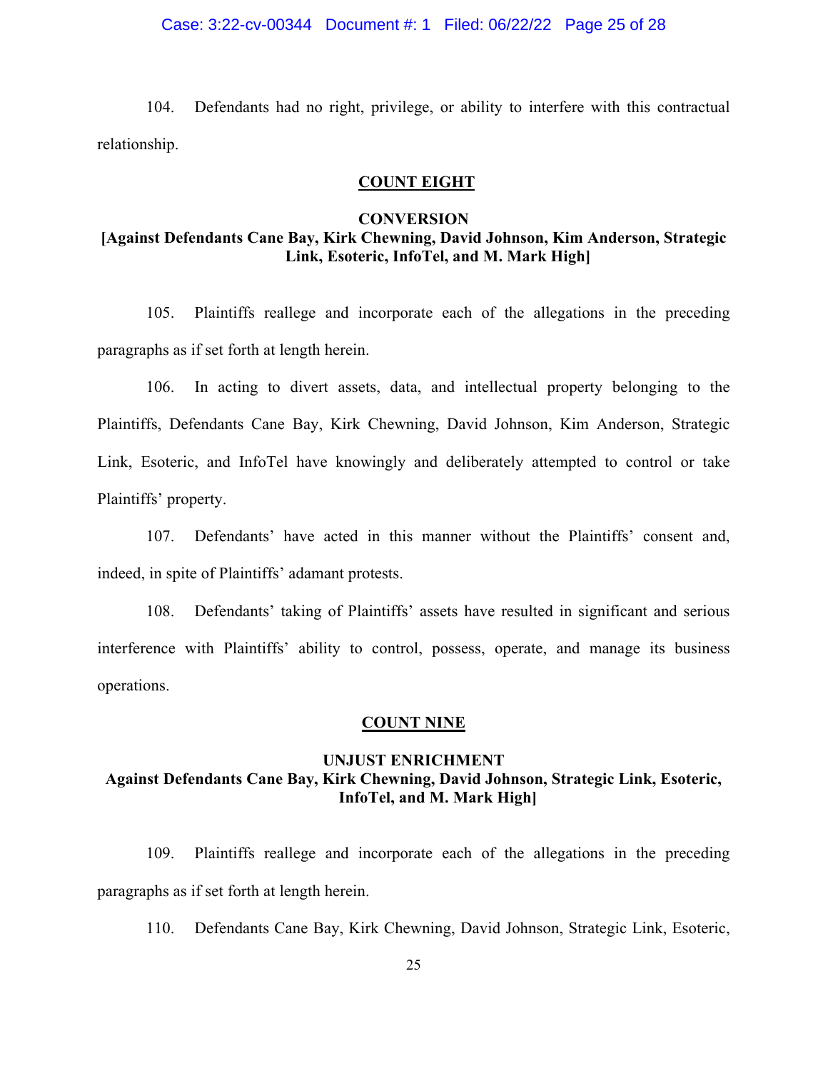104. Defendants had no right, privilege, or ability to interfere with this contractual relationship.

**COUNT EIGHT**

**CONVERSION**
**[Against Defendants Cane Bay, Kirk Chewning, David Johnson, Kim Anderson, Strategic Link, Esoteric, InfoTel, and M. Mark High]**

105. Plaintiffs reallege and incorporate each of the allegations in the preceding paragraphs as if set forth at length herein.

106. In acting to divert assets, data, and intellectual property belonging to the Plaintiffs, Defendants Cane Bay, Kirk Chewning, David Johnson, Kim Anderson, Strategic Link, Esoteric, and InfoTel have knowingly and deliberately attempted to control or take Plaintiffs' property.

107. Defendants' have acted in this manner without the Plaintiffs' consent and, indeed, in spite of Plaintiffs' adamant protests.

108. Defendants' taking of Plaintiffs' assets have resulted in significant and serious interference with Plaintiffs' ability to control, possess, operate, and manage its business operations.

**COUNT NINE**

**UNJUST ENRICHMENT**
**Against Defendants Cane Bay, Kirk Chewning, David Johnson, Strategic Link, Esoteric, InfoTel, and M. Mark High]**

109. Plaintiffs reallege and incorporate each of the allegations in the preceding paragraphs as if set forth at length herein.

110. Defendants Cane Bay, Kirk Chewning, David Johnson, Strategic Link, Esoteric,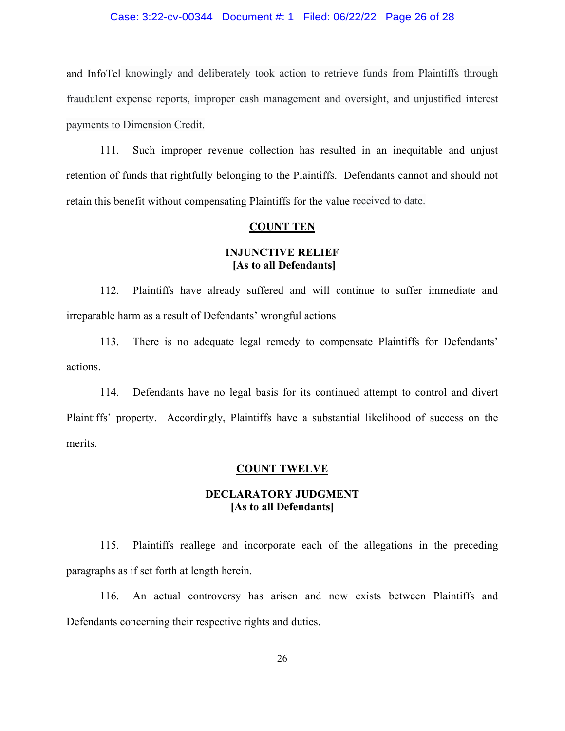and InfoTel knowingly and deliberately took action to retrieve funds from Plaintiffs through fraudulent expense reports, improper cash management and oversight, and unjustified interest payments to Dimension Credit.

111. Such improper revenue collection has resulted in an inequitable and unjust retention of funds that rightfully belonging to the Plaintiffs. Defendants cannot and should not retain this benefit without compensating Plaintiffs for the value received to date.

**COUNT TEN**

**INJUNCTIVE RELIEF**
**[As to all Defendants]**

112. Plaintiffs have already suffered and will continue to suffer immediate and irreparable harm as a result of Defendants' wrongful actions

113. There is no adequate legal remedy to compensate Plaintiffs for Defendants' actions.

114. Defendants have no legal basis for its continued attempt to control and divert Plaintiffs' property. Accordingly, Plaintiffs have a substantial likelihood of success on the merits.

**COUNT TWELVE**

**DECLARATORY JUDGMENT**
**[As to all Defendants]**

115. Plaintiffs reallege and incorporate each of the allegations in the preceding paragraphs as if set forth at length herein.

116. An actual controversy has arisen and now exists between Plaintiffs and Defendants concerning their respective rights and duties.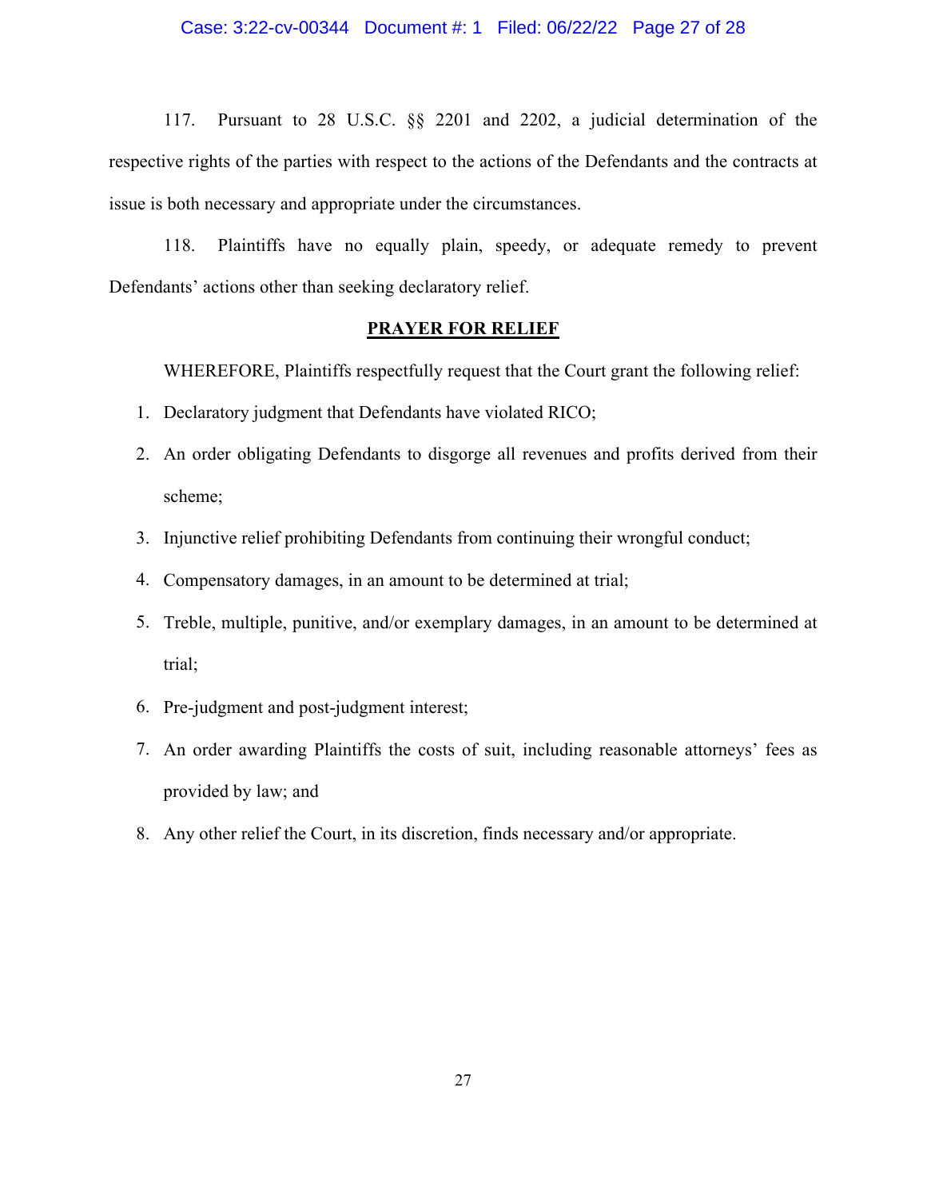117. Pursuant to 28 U.S.C. §§ 2201 and 2202, a judicial determination of the respective rights of the parties with respect to the actions of the Defendants and the contracts at issue is both necessary and appropriate under the circumstances.

118. Plaintiffs have no equally plain, speedy, or adequate remedy to prevent Defendants' actions other than seeking declaratory relief.

## PRAYER FOR RELIEF

WHEREFORE, Plaintiffs respectfully request that the Court grant the following relief:

1. Declaratory judgment that Defendants have violated RICO;
2. An order obligating Defendants to disgorge all revenues and profits derived from their scheme;
3. Injunctive relief prohibiting Defendants from continuing their wrongful conduct;
4. Compensatory damages, in an amount to be determined at trial;
5. Treble, multiple, punitive, and/or exemplary damages, in an amount to be determined at trial;
6. Pre-judgment and post-judgment interest;
7. An order awarding Plaintiffs the costs of suit, including reasonable attorneys' fees as provided by law; and
8. Any other relief the Court, in its discretion, finds necessary and/or appropriate.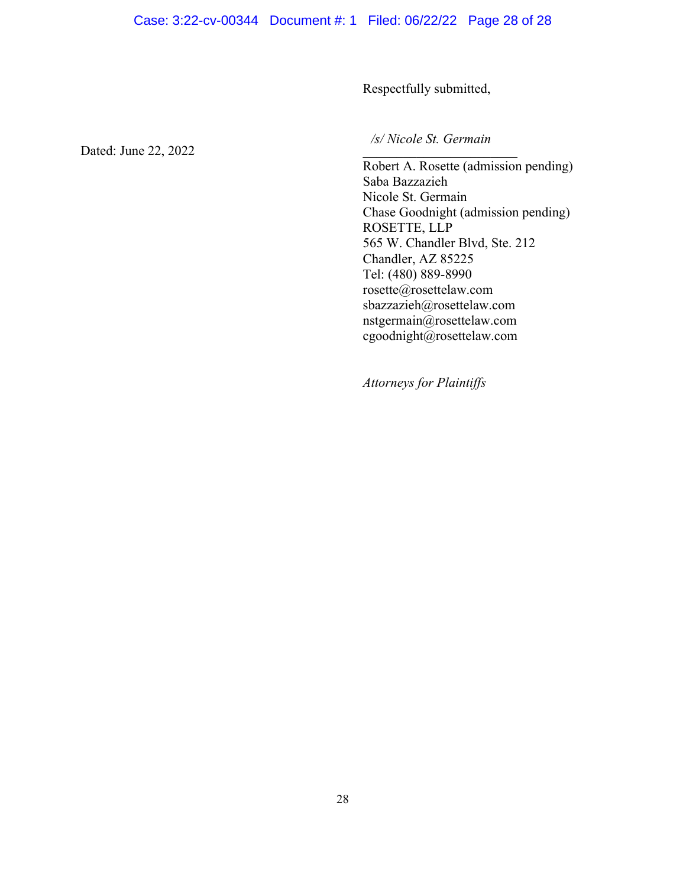Respectfully submitted,

Dated: June 22, 2022

*/s/ Nicole St. Germain*

Robert A. Rosette (admission pending)
Saba Bazzazieh
Nicole St. Germain
Chase Goodnight (admission pending)
ROSETTE, LLP
565 W. Chandler Blvd, Ste. 212
Chandler, AZ 85225
Tel: (480) 889-8990
rosette@rosettelaw.com
sbazzazieh@rosettelaw.com
nstgermain@rosettelaw.com
cgoodnight@rosettelaw.com

*Attorneys for Plaintiffs*